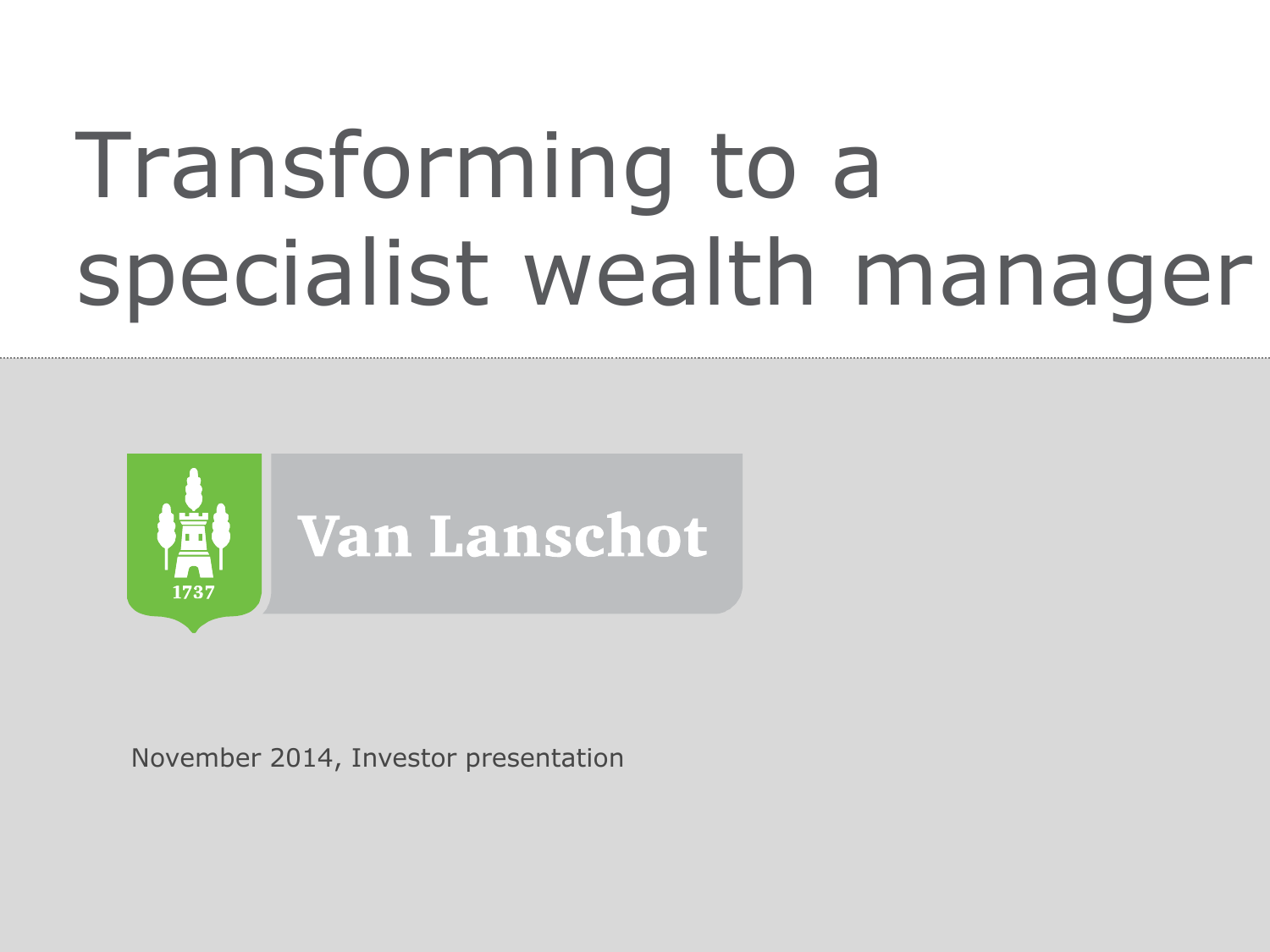# Transforming to a specialist wealth manager

Van Lanschot

1737

November 2014, Investor presentation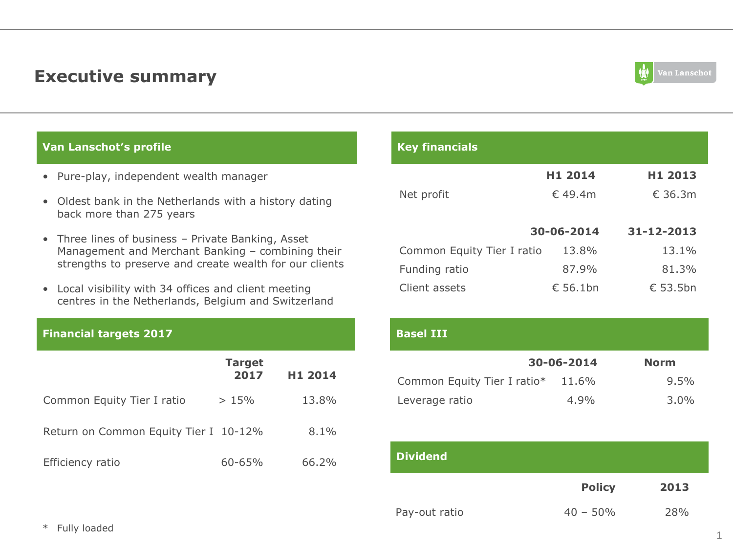# Executive summary

## Van Lanschot's profile

- Pure-play, independent wealth manager
- Oldest bank in the Netherlands with a history dating back more than 275 years
- Three lines of business – Private Banking, Asset Management and Merchant Banking – combining their strengths to preserve and create wealth for our clients
- Local visibility with 34 offices and client meeting centres in the Netherlands, Belgium and Switzerland

## Financial targets 2017

| | Target 2017 | H1 2014 |
|---|---|---|
| Common Equity Tier I ratio | > 15% | 13.8% |
| Return on Common Equity Tier I | 10-12% | 8.1% |
| Efficiency ratio | 60-65% | 66.2% |

## Key financials

| | H1 2014 | H1 2013 |
|---|---|---|
| Net profit | € 49.4m | € 36.3m |

| | 30-06-2014 | 31-12-2013 |
|---|---|---|
| Common Equity Tier I ratio | 13.8% | 13.1% |
| Funding ratio | 87.9% | 81.3% |
| Client assets | € 56.1bn | € 53.5bn |

## Basel III

| | 30-06-2014 | Norm |
|---|---|---|
| Common Equity Tier I ratio* | 11.6% | 9.5% |
| Leverage ratio | 4.9% | 3.0% |

## Dividend

| | Policy | 2013 |
|---|---|---|
| Pay-out ratio | 40 – 50% | 28% |

\* Fully loaded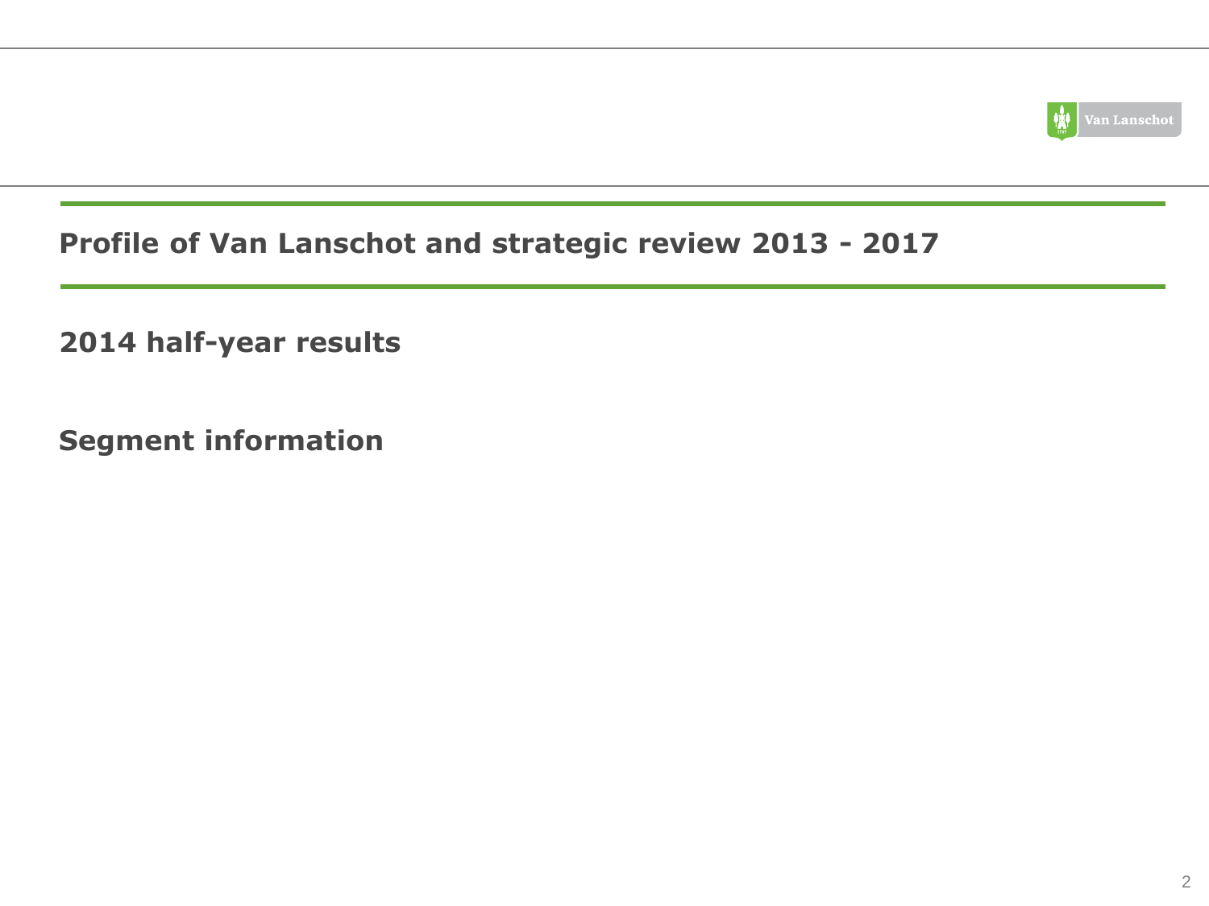## Profile of Van Lanschot and strategic review 2013 - 2017

## 2014 half-year results

## Segment information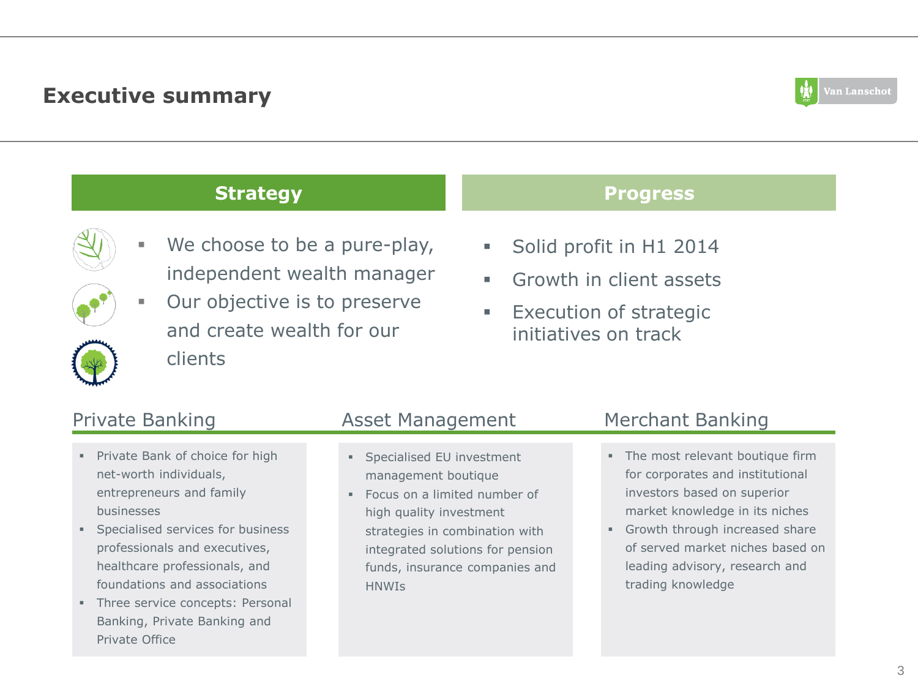# Executive summary

## Strategy

- We choose to be a pure-play, independent wealth manager
- Our objective is to preserve and create wealth for our clients

## Progress

- Solid profit in H1 2014
- Growth in client assets
- Execution of strategic initiatives on track

### Private Banking

- Private Bank of choice for high net-worth individuals, entrepreneurs and family businesses
- Specialised services for business professionals and executives, healthcare professionals, and foundations and associations
- Three service concepts: Personal Banking, Private Banking and Private Office

### Asset Management

- Specialised EU investment management boutique
- Focus on a limited number of high quality investment strategies in combination with integrated solutions for pension funds, insurance companies and HNWIs

### Merchant Banking

- The most relevant boutique firm for corporates and institutional investors based on superior market knowledge in its niches
- Growth through increased share of served market niches based on leading advisory, research and trading knowledge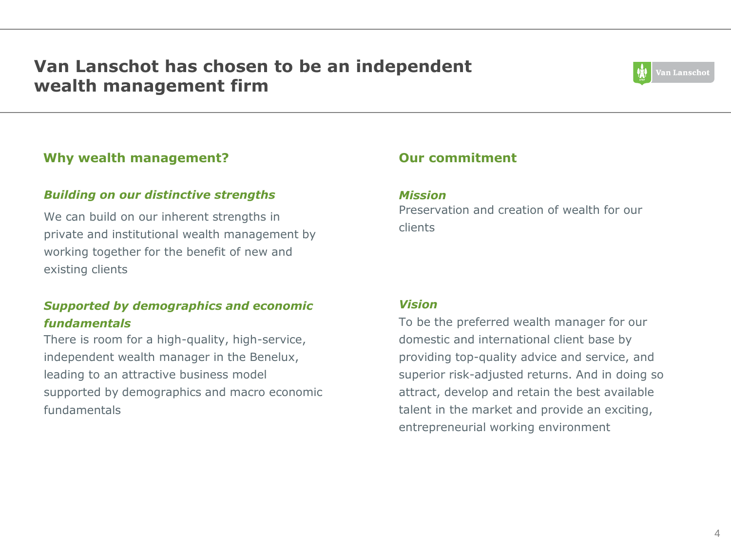# Van Lanschot has chosen to be an independent wealth management firm

## Why wealth management?

### *Building on our distinctive strengths*

We can build on our inherent strengths in private and institutional wealth management by working together for the benefit of new and existing clients

### *Supported by demographics and economic fundamentals*

There is room for a high-quality, high-service, independent wealth manager in the Benelux, leading to an attractive business model supported by demographics and macro economic fundamentals

## Our commitment

### *Mission*

Preservation and creation of wealth for our clients

### *Vision*

To be the preferred wealth manager for our domestic and international client base by providing top-quality advice and service, and superior risk-adjusted returns. And in doing so attract, develop and retain the best available talent in the market and provide an exciting, entrepreneurial working environment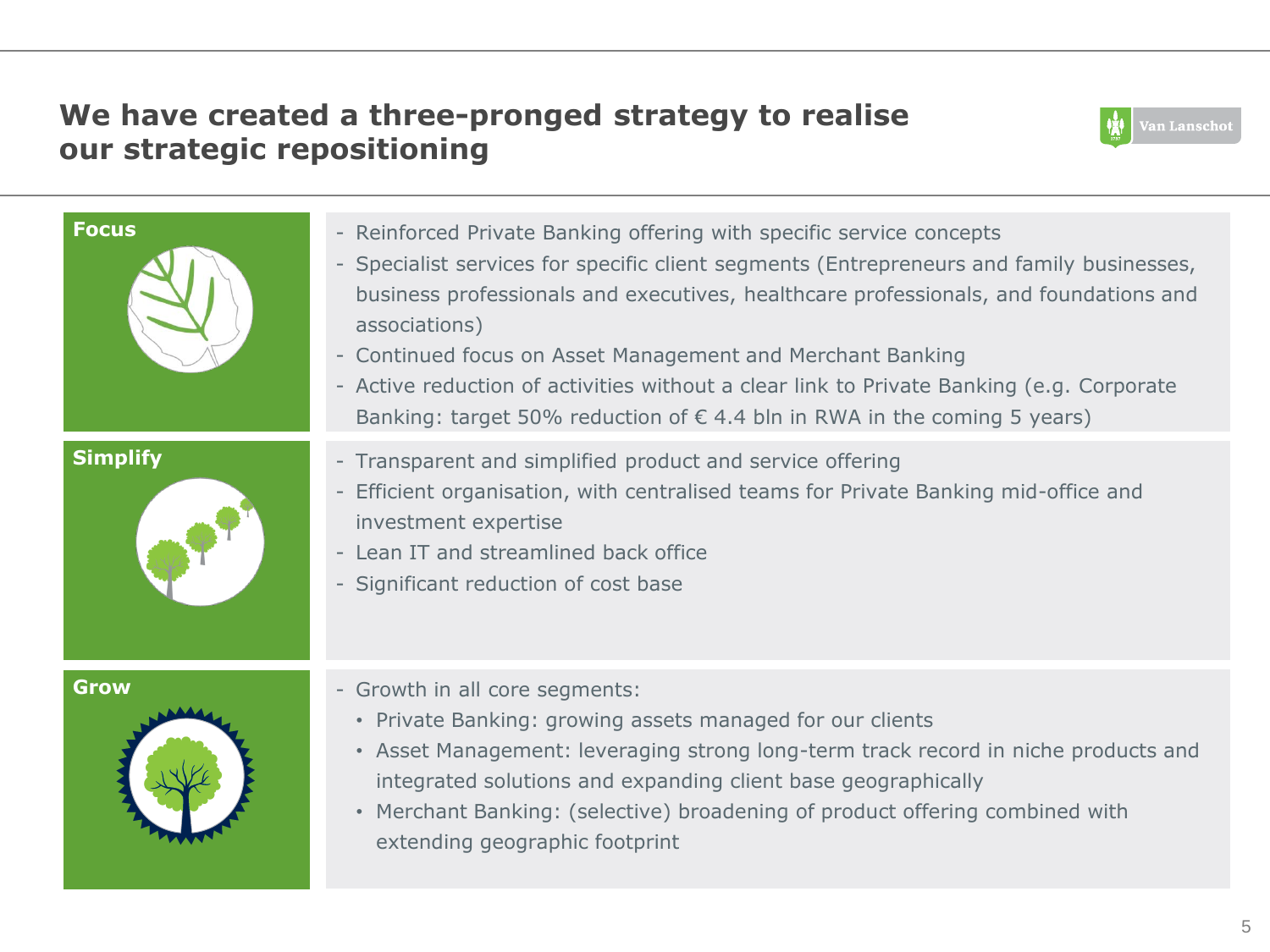# We have created a three-pronged strategy to realise our strategic repositioning

## Focus

- Reinforced Private Banking offering with specific service concepts
- Specialist services for specific client segments (Entrepreneurs and family businesses, business professionals and executives, healthcare professionals, and foundations and associations)
- Continued focus on Asset Management and Merchant Banking
- Active reduction of activities without a clear link to Private Banking (e.g. Corporate Banking: target 50% reduction of € 4.4 bln in RWA in the coming 5 years)

## Simplify

- Transparent and simplified product and service offering
- Efficient organisation, with centralised teams for Private Banking mid-office and investment expertise
- Lean IT and streamlined back office
- Significant reduction of cost base

## Grow

- Growth in all core segments:
  - Private Banking: growing assets managed for our clients
  - Asset Management: leveraging strong long-term track record in niche products and integrated solutions and expanding client base geographically
  - Merchant Banking: (selective) broadening of product offering combined with extending geographic footprint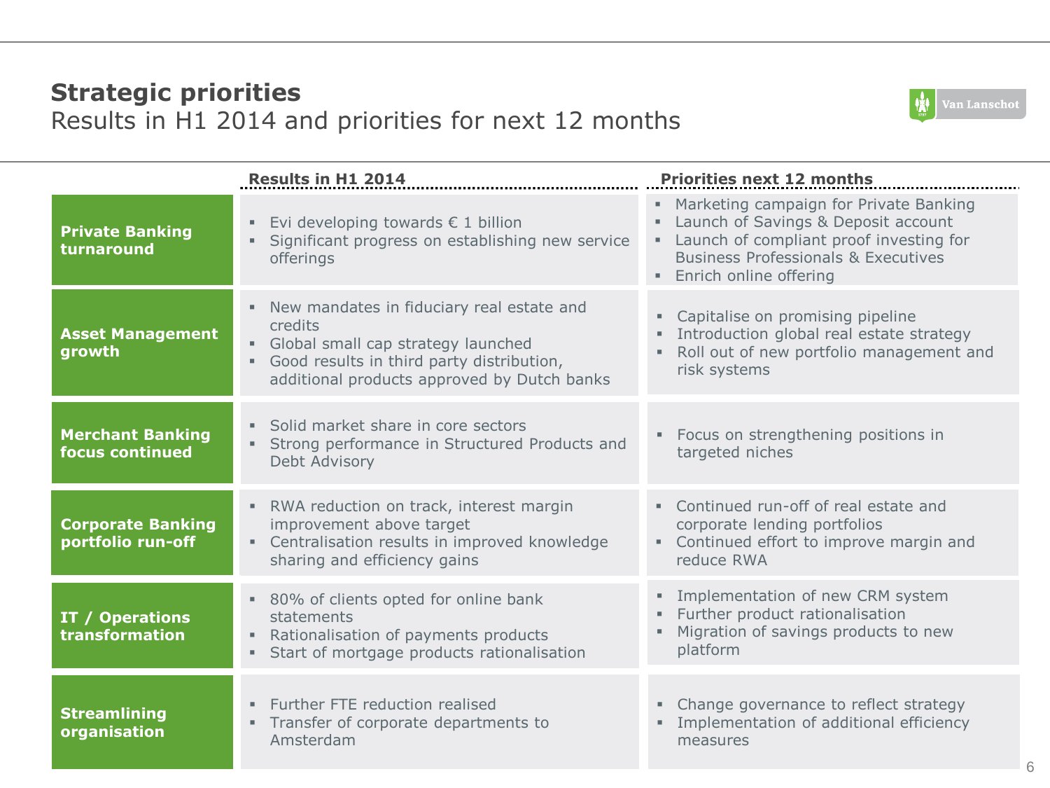# Strategic priorities

## Results in H1 2014 and priorities for next 12 months

| | Results in H1 2014 | Priorities next 12 months |
|---|---|---|
| **Private Banking turnaround** | ▪ Evi developing towards € 1 billion<br>▪ Significant progress on establishing new service offerings | ▪ Marketing campaign for Private Banking<br>▪ Launch of Savings & Deposit account<br>▪ Launch of compliant proof investing for Business Professionals & Executives<br>▪ Enrich online offering |
| **Asset Management growth** | ▪ New mandates in fiduciary real estate and credits<br>▪ Global small cap strategy launched<br>▪ Good results in third party distribution, additional products approved by Dutch banks | ▪ Capitalise on promising pipeline<br>▪ Introduction global real estate strategy<br>▪ Roll out of new portfolio management and risk systems |
| **Merchant Banking focus continued** | ▪ Solid market share in core sectors<br>▪ Strong performance in Structured Products and Debt Advisory | ▪ Focus on strengthening positions in targeted niches |
| **Corporate Banking portfolio run-off** | ▪ RWA reduction on track, interest margin improvement above target<br>▪ Centralisation results in improved knowledge sharing and efficiency gains | ▪ Continued run-off of real estate and corporate lending portfolios<br>▪ Continued effort to improve margin and reduce RWA |
| **IT / Operations transformation** | ▪ 80% of clients opted for online bank statements<br>▪ Rationalisation of payments products<br>▪ Start of mortgage products rationalisation | ▪ Implementation of new CRM system<br>▪ Further product rationalisation<br>▪ Migration of savings products to new platform |
| **Streamlining organisation** | ▪ Further FTE reduction realised<br>▪ Transfer of corporate departments to Amsterdam | ▪ Change governance to reflect strategy<br>▪ Implementation of additional efficiency measures |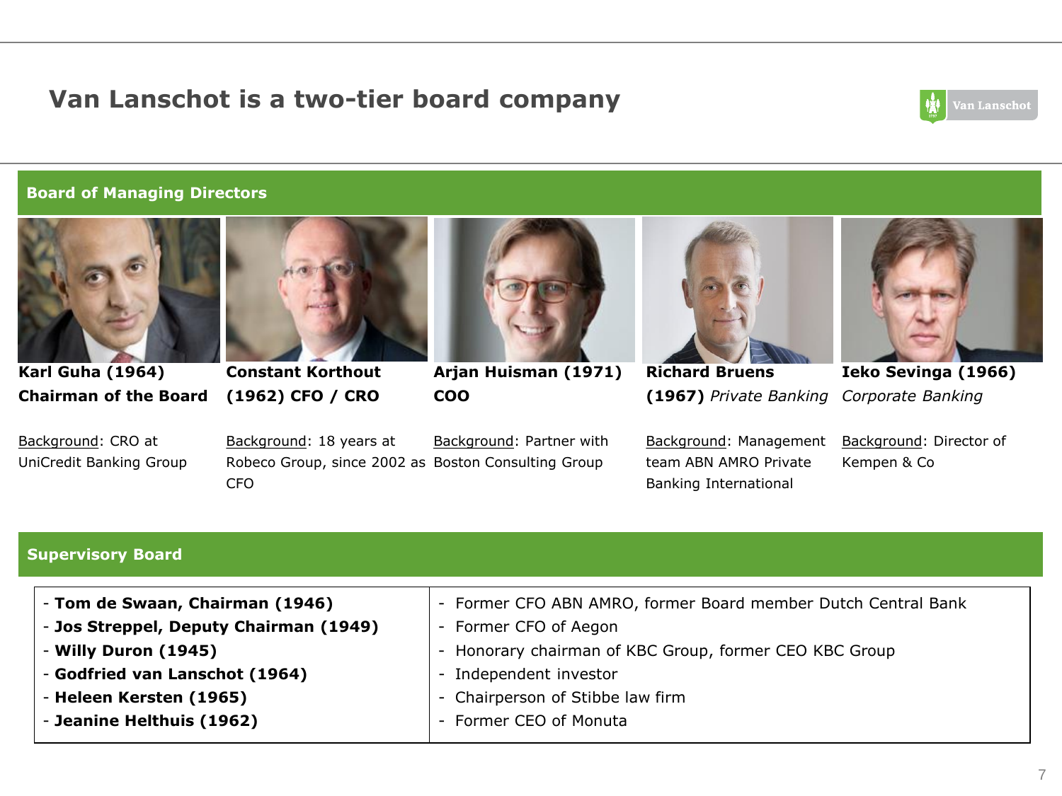# Van Lanschot is a two-tier board company

## Board of Managing Directors

**Karl Guha (1964)**
**Chairman of the Board**

Background: CRO at UniCredit Banking Group

**Constant Korthout (1962) CFO / CRO**

Background: 18 years at Robeco Group, since 2002 as CFO

**Arjan Huisman (1971)**
**COO**

Background: Partner with Boston Consulting Group

**Richard Bruens (1967)** *Private Banking*

Background: Management team ABN AMRO Private Banking International

**Ieko Sevinga (1966)** *Corporate Banking*

Background: Director of Kempen & Co

## Supervisory Board

| | |
|---|---|
| - **Tom de Swaan, Chairman (1946)** | - Former CFO ABN AMRO, former Board member Dutch Central Bank |
| - **Jos Streppel, Deputy Chairman (1949)** | - Former CFO of Aegon |
| - **Willy Duron (1945)** | - Honorary chairman of KBC Group, former CEO KBC Group |
| - **Godfried van Lanschot (1964)** | - Independent investor |
| - **Heleen Kersten (1965)** | - Chairperson of Stibbe law firm |
| - **Jeanine Helthuis (1962)** | - Former CEO of Monuta |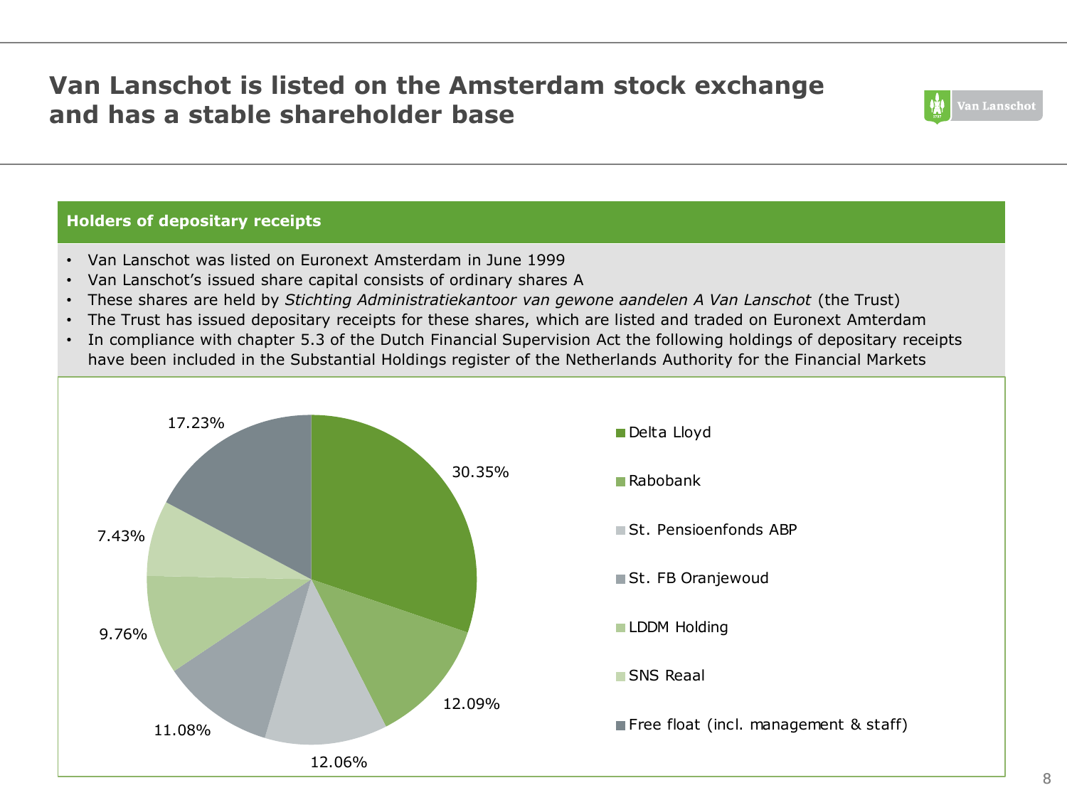# Van Lanschot is listed on the Amsterdam stock exchange and has a stable shareholder base

## Holders of depositary receipts

- Van Lanschot was listed on Euronext Amsterdam in June 1999
- Van Lanschot's issued share capital consists of ordinary shares A
- These shares are held by *Stichting Administratiekantoor van gewone aandelen A Van Lanschot* (the Trust)
- The Trust has issued depositary receipts for these shares, which are listed and traded on Euronext Amterdam
- In compliance with chapter 5.3 of the Dutch Financial Supervision Act the following holdings of depositary receipts have been included in the Substantial Holdings register of the Netherlands Authority for the Financial Markets

| Holder | Share |
|---|---|
| Delta Lloyd | 30.35% |
| Rabobank | 12.09% |
| St. Pensioenfonds ABP | 12.06% |
| St. FB Oranjewoud | 11.08% |
| LDDM Holding | 9.76% |
| SNS Reaal | 7.43% |
| Free float (incl. management & staff) | 17.23% |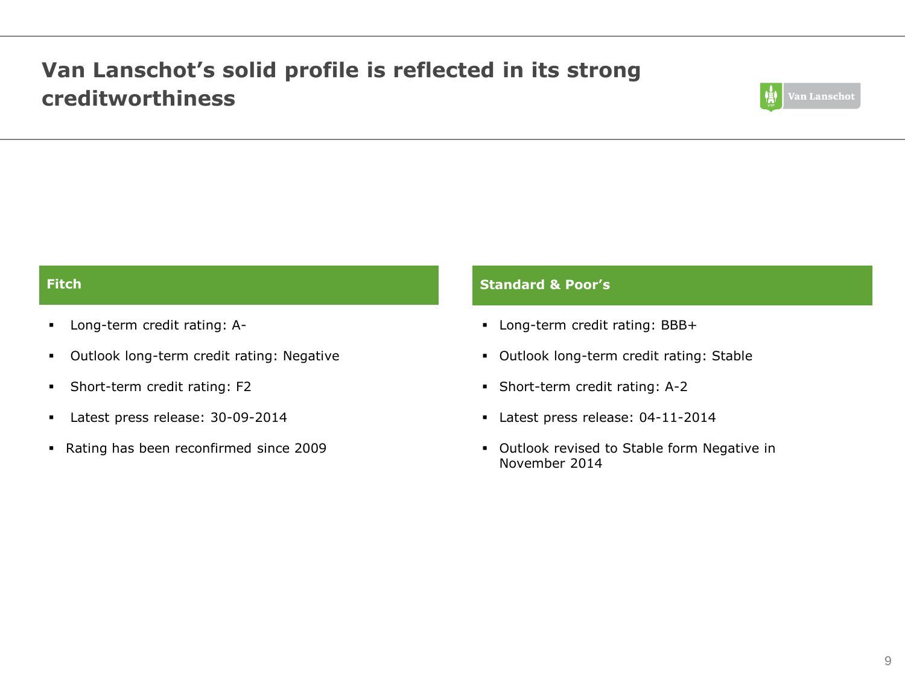# Van Lanschot's solid profile is reflected in its strong creditworthiness

## Fitch

- Long-term credit rating: A-
- Outlook long-term credit rating: Negative
- Short-term credit rating: F2
- Latest press release: 30-09-2014
- Rating has been reconfirmed since 2009

## Standard & Poor's

- Long-term credit rating: BBB+
- Outlook long-term credit rating: Stable
- Short-term credit rating: A-2
- Latest press release: 04-11-2014
- Outlook revised to Stable form Negative in November 2014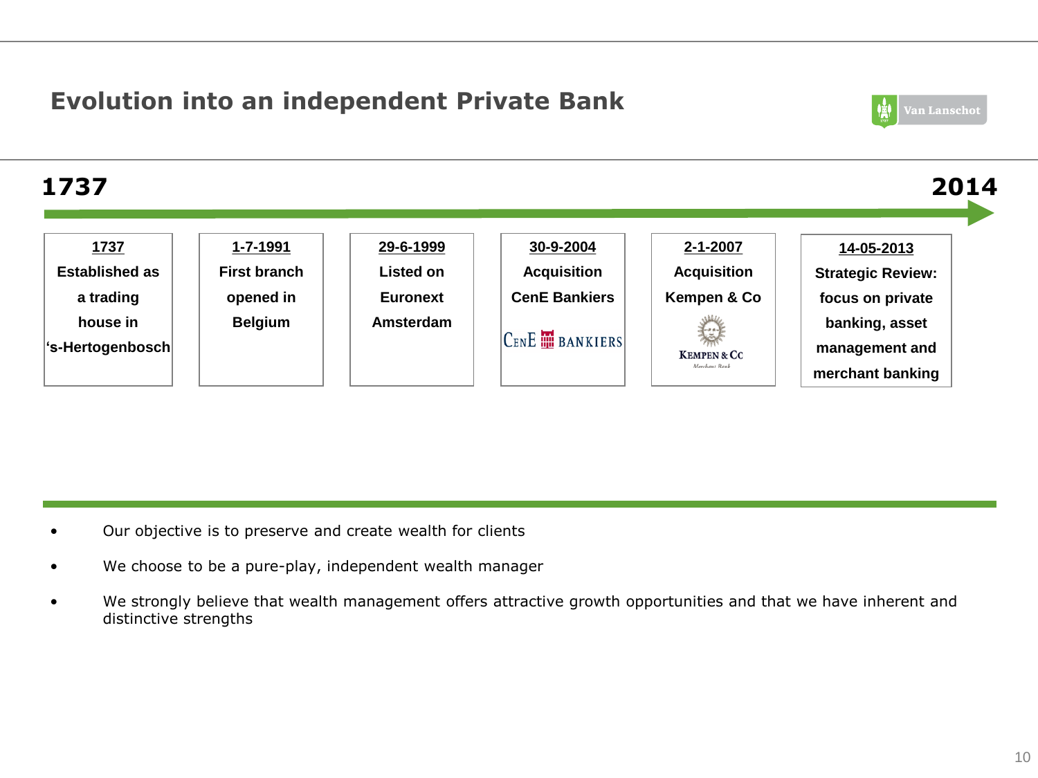# Evolution into an independent Private Bank

**1737** → **2014**

| 1737 | 1-7-1991 | 29-6-1999 | 30-9-2004 | 2-1-2007 | 14-05-2013 |
|---|---|---|---|---|---|
| Established as a trading house in 's-Hertogenbosch | First branch opened in Belgium | Listed on Euronext Amsterdam | Acquisition CenE Bankiers | Acquisition Kempen & Co | Strategic Review: focus on private banking, asset management and merchant banking |

- Our objective is to preserve and create wealth for clients
- We choose to be a pure-play, independent wealth manager
- We strongly believe that wealth management offers attractive growth opportunities and that we have inherent and distinctive strengths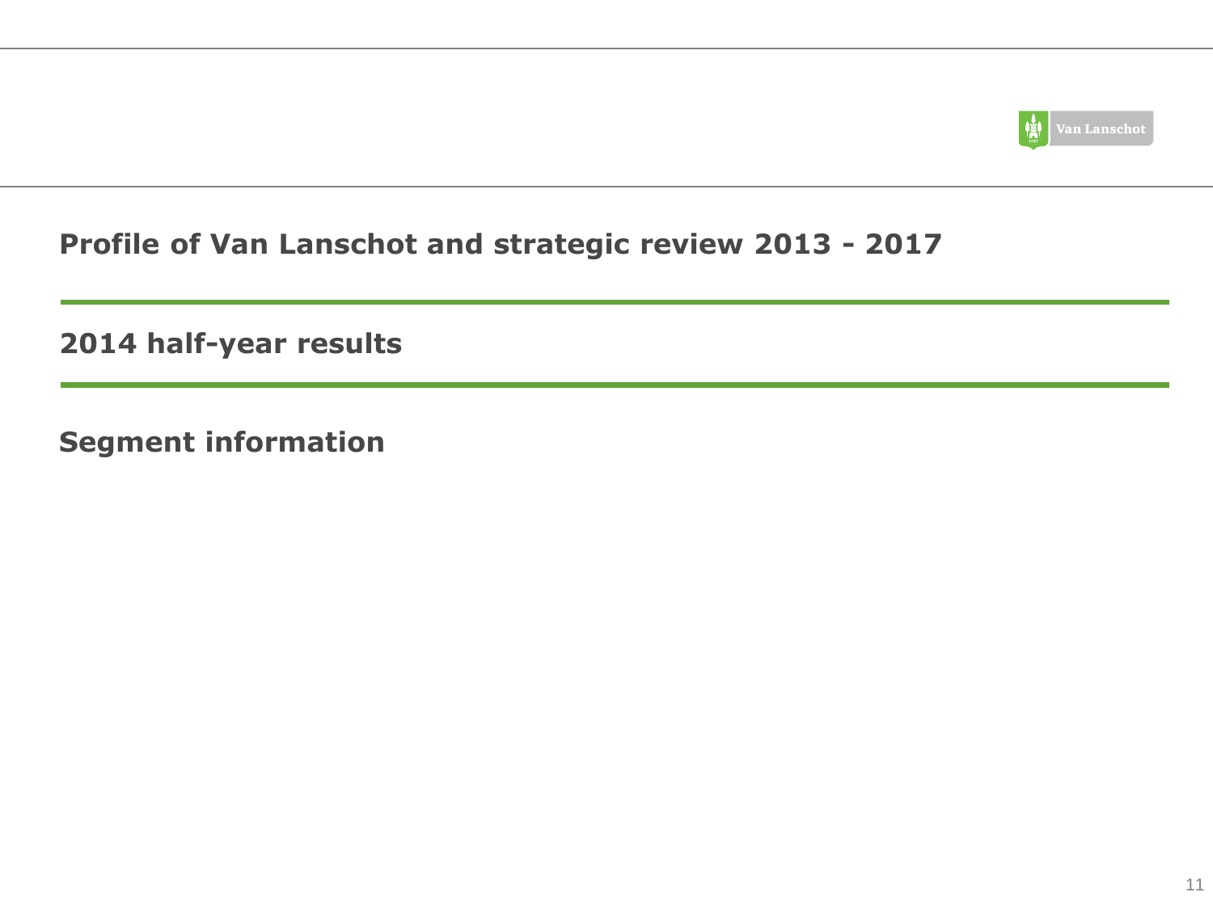**Profile of Van Lanschot and strategic review 2013 - 2017**

---

**2014 half-year results**

---

**Segment information**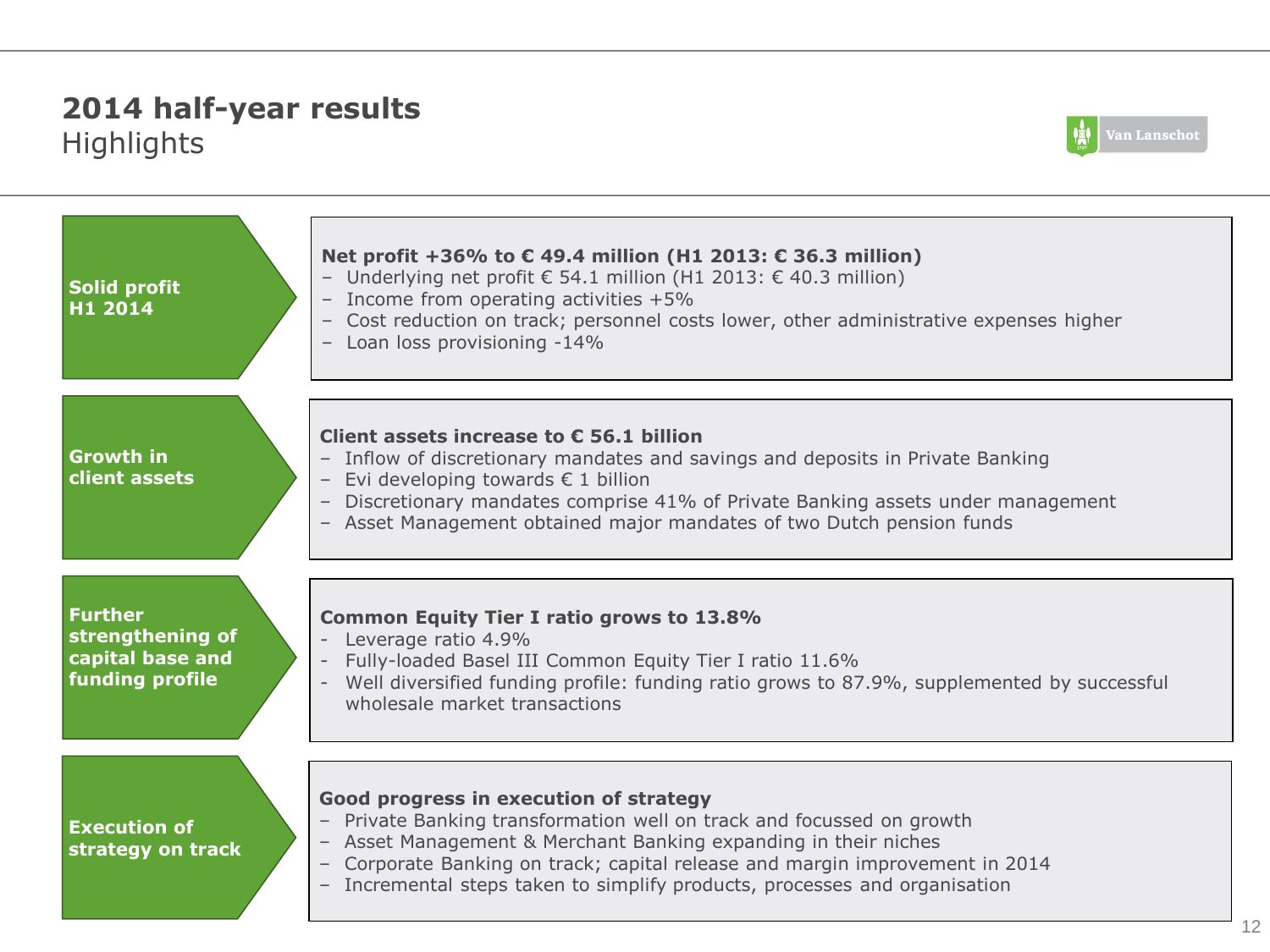# 2014 half-year results
## Highlights

### Solid profit H1 2014

**Net profit +36% to € 49.4 million (H1 2013: € 36.3 million)**

- Underlying net profit € 54.1 million (H1 2013: € 40.3 million)
- Income from operating activities +5%
- Cost reduction on track; personnel costs lower, other administrative expenses higher
- Loan loss provisioning -14%

### Growth in client assets

**Client assets increase to € 56.1 billion**

- Inflow of discretionary mandates and savings and deposits in Private Banking
- Evi developing towards € 1 billion
- Discretionary mandates comprise 41% of Private Banking assets under management
- Asset Management obtained major mandates of two Dutch pension funds

### Further strengthening of capital base and funding profile

**Common Equity Tier I ratio grows to 13.8%**

- Leverage ratio 4.9%
- Fully-loaded Basel III Common Equity Tier I ratio 11.6%
- Well diversified funding profile: funding ratio grows to 87.9%, supplemented by successful wholesale market transactions

### Execution of strategy on track

**Good progress in execution of strategy**

- Private Banking transformation well on track and focussed on growth
- Asset Management & Merchant Banking expanding in their niches
- Corporate Banking on track; capital release and margin improvement in 2014
- Incremental steps taken to simplify products, processes and organisation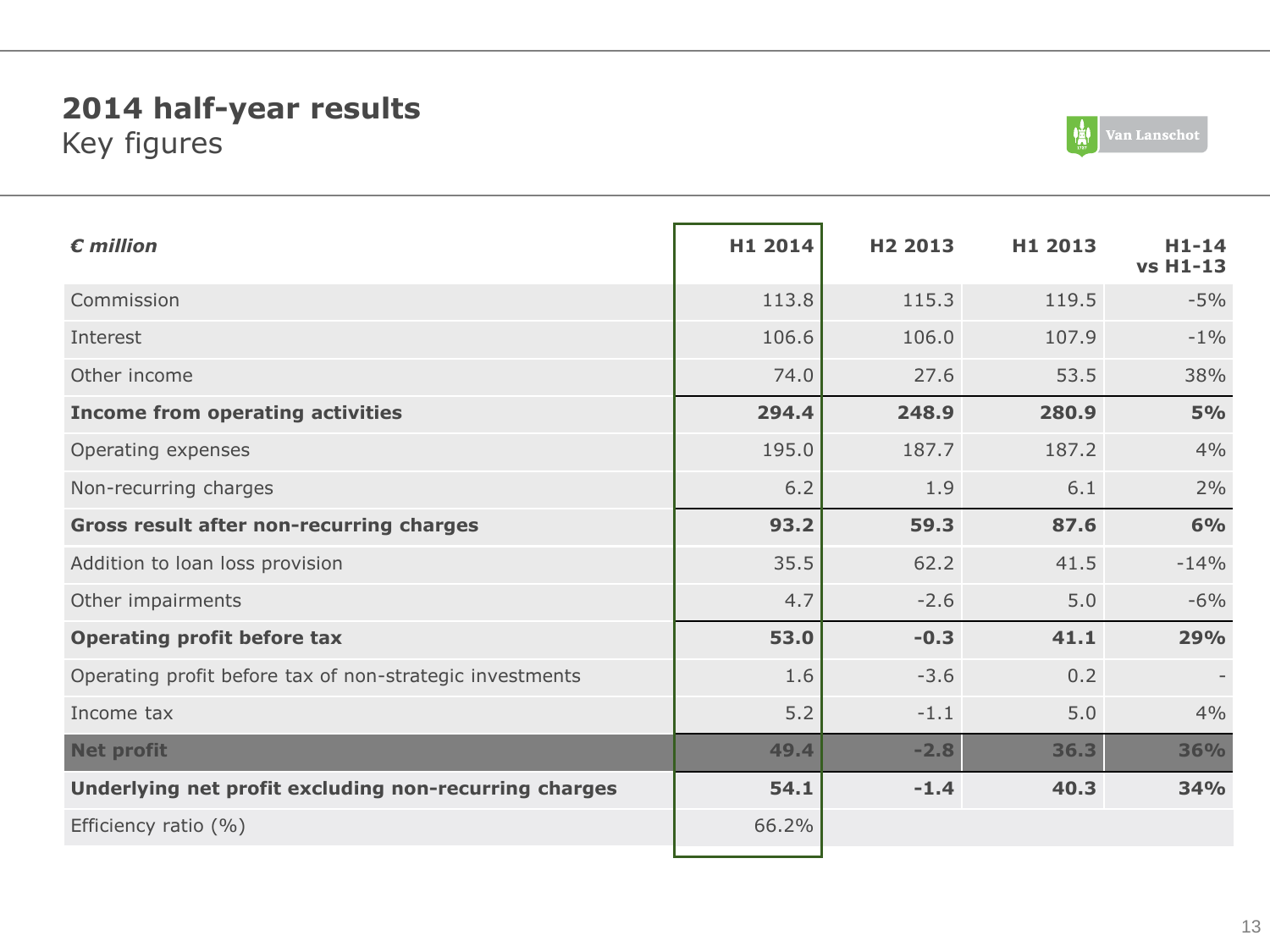# 2014 half-year results

## Key figures

| *€ million* | H1 2014 | H2 2013 | H1 2013 | H1-14 vs H1-13 |
|---|---|---|---|---|
| Commission | 113.8 | 115.3 | 119.5 | -5% |
| Interest | 106.6 | 106.0 | 107.9 | -1% |
| Other income | 74.0 | 27.6 | 53.5 | 38% |
| **Income from operating activities** | **294.4** | **248.9** | **280.9** | **5%** |
| Operating expenses | 195.0 | 187.7 | 187.2 | 4% |
| Non-recurring charges | 6.2 | 1.9 | 6.1 | 2% |
| **Gross result after non-recurring charges** | **93.2** | **59.3** | **87.6** | **6%** |
| Addition to loan loss provision | 35.5 | 62.2 | 41.5 | -14% |
| Other impairments | 4.7 | -2.6 | 5.0 | -6% |
| **Operating profit before tax** | **53.0** | **-0.3** | **41.1** | **29%** |
| Operating profit before tax of non-strategic investments | 1.6 | -3.6 | 0.2 | - |
| Income tax | 5.2 | -1.1 | 5.0 | 4% |
| **Net profit** | **49.4** | **-2.8** | **36.3** | **36%** |
| **Underlying net profit excluding non-recurring charges** | **54.1** | **-1.4** | **40.3** | **34%** |
| Efficiency ratio (%) | 66.2% | | | |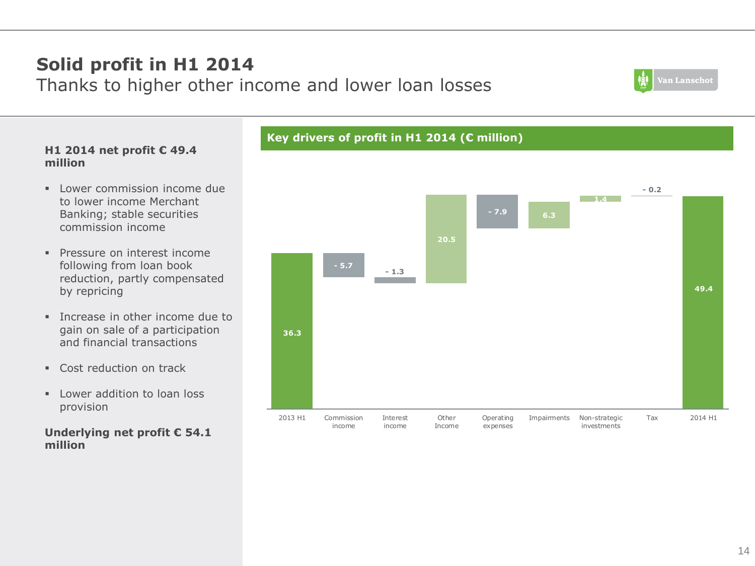# Solid profit in H1 2014

## Thanks to higher other income and lower loan losses

**H1 2014 net profit € 49.4 million**

- Lower commission income due to lower income Merchant Banking; stable securities commission income
- Pressure on interest income following from loan book reduction, partly compensated by repricing
- Increase in other income due to gain on sale of a participation and financial transactions
- Cost reduction on track
- Lower addition to loan loss provision

**Underlying net profit € 54.1 million**

**Key drivers of profit in H1 2014 (€ million)**

| 2013 H1 | Commission income | Interest income | Other Income | Operating expenses | Impairments | Non-strategic investments | Tax | 2014 H1 |
|---|---|---|---|---|---|---|---|---|
| 36.3 | - 5.7 | - 1.3 | 20.5 | - 7.9 | 6.3 | 1.4 | - 0.2 | 49.4 |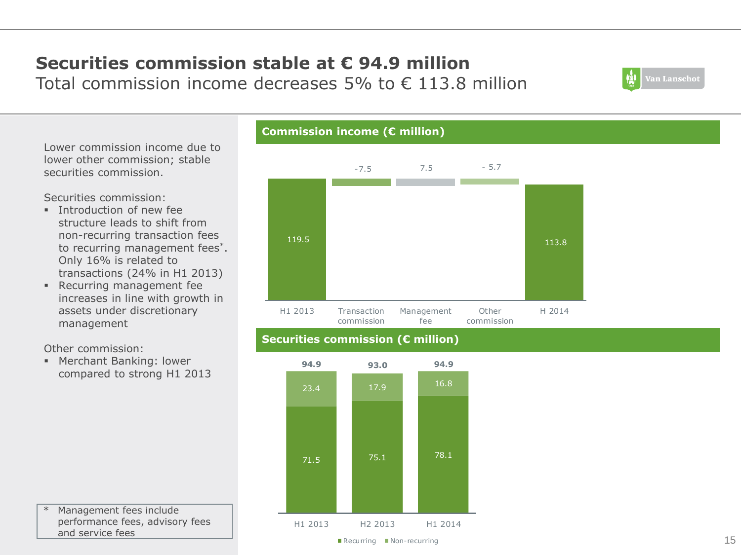# Securities commission stable at € 94.9 million

## Total commission income decreases 5% to € 113.8 million

Lower commission income due to lower other commission; stable securities commission.

Securities commission:

- Introduction of new fee structure leads to shift from non-recurring transaction fees to recurring management fees*. Only 16% is related to transactions (24% in H1 2013)
- Recurring management fee increases in line with growth in assets under discretionary management

Other commission:

- Merchant Banking: lower compared to strong H1 2013

\* Management fees include performance fees, advisory fees and service fees

### Commission income (€ million)

| H1 2013 | Transaction commission | Management fee | Other commission | H 2014 |
|---|---|---|---|---|
| 119.5 | -7.5 | 7.5 | - 5.7 | 113.8 |

### Securities commission (€ million)

| | H1 2013 | H2 2013 | H1 2014 |
|---|---|---|---|
| Recurring | 71.5 | 75.1 | 78.1 |
| Non-recurring | 23.4 | 17.9 | 16.8 |
| Total | 94.9 | 93.0 | 94.9 |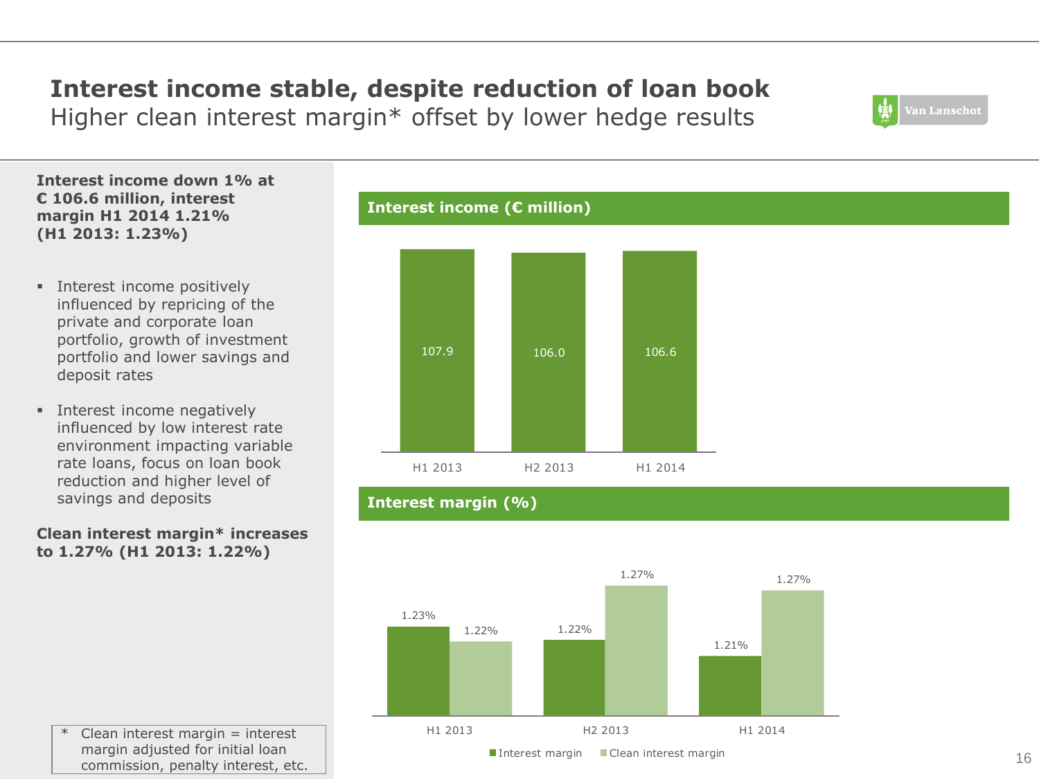# Interest income stable, despite reduction of loan book

## Higher clean interest margin* offset by lower hedge results

**Interest income down 1% at € 106.6 million, interest margin H1 2014 1.21% (H1 2013: 1.23%)**

- Interest income positively influenced by repricing of the private and corporate loan portfolio, growth of investment portfolio and lower savings and deposit rates
- Interest income negatively influenced by low interest rate environment impacting variable rate loans, focus on loan book reduction and higher level of savings and deposits

**Clean interest margin* increases to 1.27% (H1 2013: 1.22%)**

\* Clean interest margin = interest margin adjusted for initial loan commission, penalty interest, etc.

### Interest income (€ million)

| | H1 2013 | H2 2013 | H1 2014 |
|---|---|---|---|
| Interest income | 107.9 | 106.0 | 106.6 |

### Interest margin (%)

| | H1 2013 | H2 2013 | H1 2014 |
|---|---|---|---|
| Interest margin | 1.23% | 1.22% | 1.21% |
| Clean interest margin | 1.22% | 1.27% | 1.27% |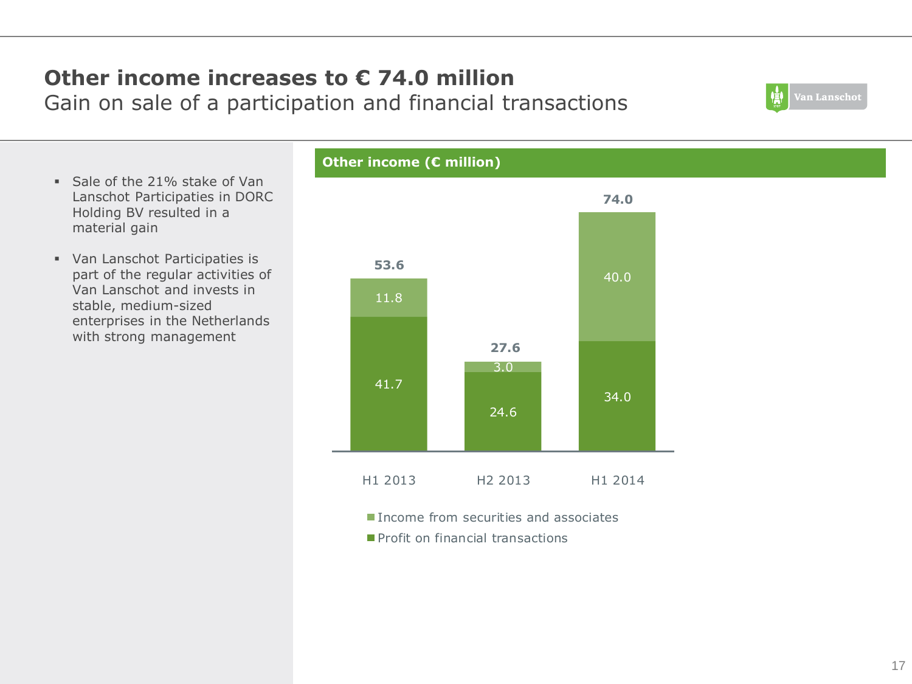# Other income increases to € 74.0 million

## Gain on sale of a participation and financial transactions

- Sale of the 21% stake of Van Lanschot Participaties in DORC Holding BV resulted in a material gain
- Van Lanschot Participaties is part of the regular activities of Van Lanschot and invests in stable, medium-sized enterprises in the Netherlands with strong management

**Other income (€ million)**

| | H1 2013 | H2 2013 | H1 2014 |
|---|---|---|---|
| Income from securities and associates | 11.8 | 3.0 | 40.0 |
| Profit on financial transactions | 41.7 | 24.6 | 34.0 |
| **Total** | **53.6** | **27.6** | **74.0** |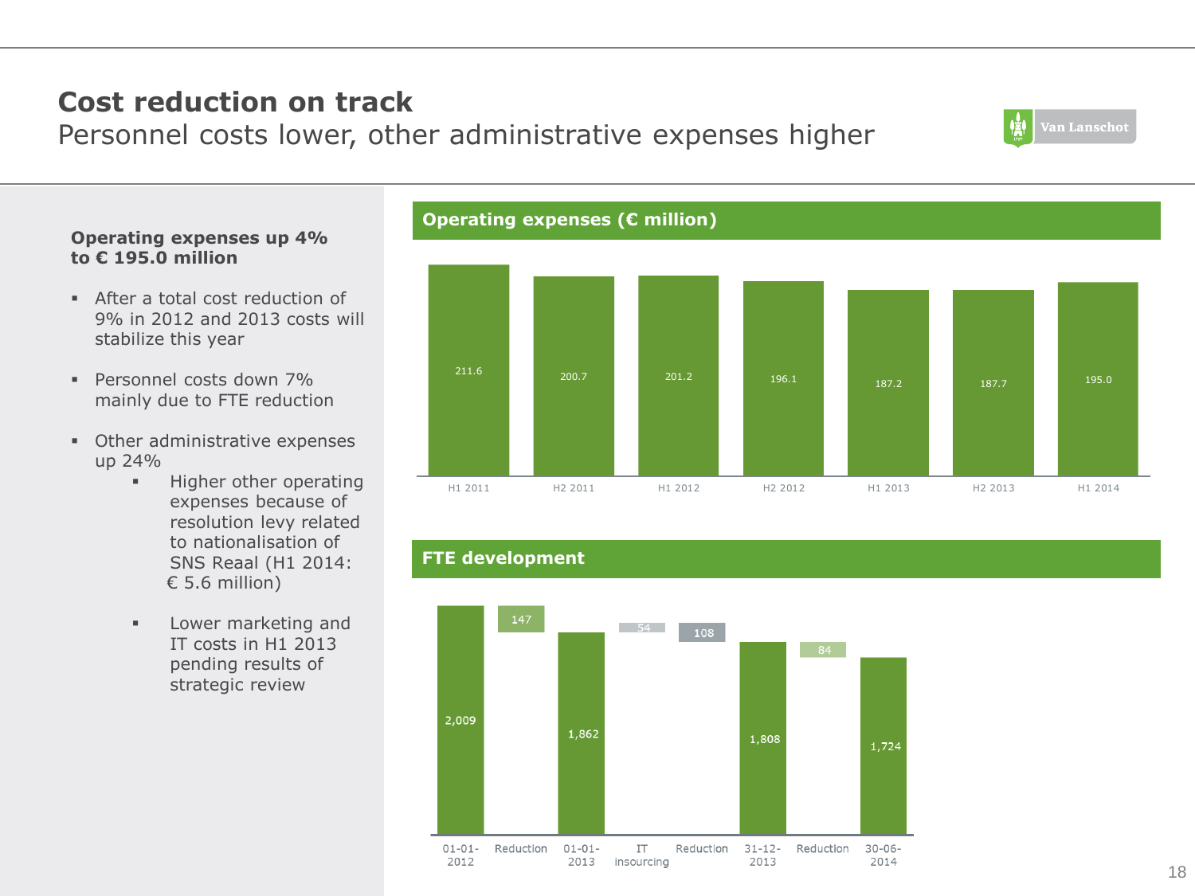# Cost reduction on track

## Personnel costs lower, other administrative expenses higher

**Operating expenses up 4% to € 195.0 million**

- After a total cost reduction of 9% in 2012 and 2013 costs will stabilize this year
- Personnel costs down 7% mainly due to FTE reduction
- Other administrative expenses up 24%
  - Higher other operating expenses because of resolution levy related to nationalisation of SNS Reaal (H1 2014: € 5.6 million)
  - Lower marketing and IT costs in H1 2013 pending results of strategic review

**Operating expenses (€ million)**

| H1 2011 | H2 2011 | H1 2012 | H2 2012 | H1 2013 | H2 2013 | H1 2014 |
|---|---|---|---|---|---|---|
| 211.6 | 200.7 | 201.2 | 196.1 | 187.2 | 187.7 | 195.0 |

**FTE development**

| 01-01-2012 | Reduction | 01-01-2013 | IT insourcing | Reduction | 31-12-2013 | Reduction | 30-06-2014 |
|---|---|---|---|---|---|---|---|
| 2,009 | 147 | 1,862 | 54 | 108 | 1,808 | 84 | 1,724 |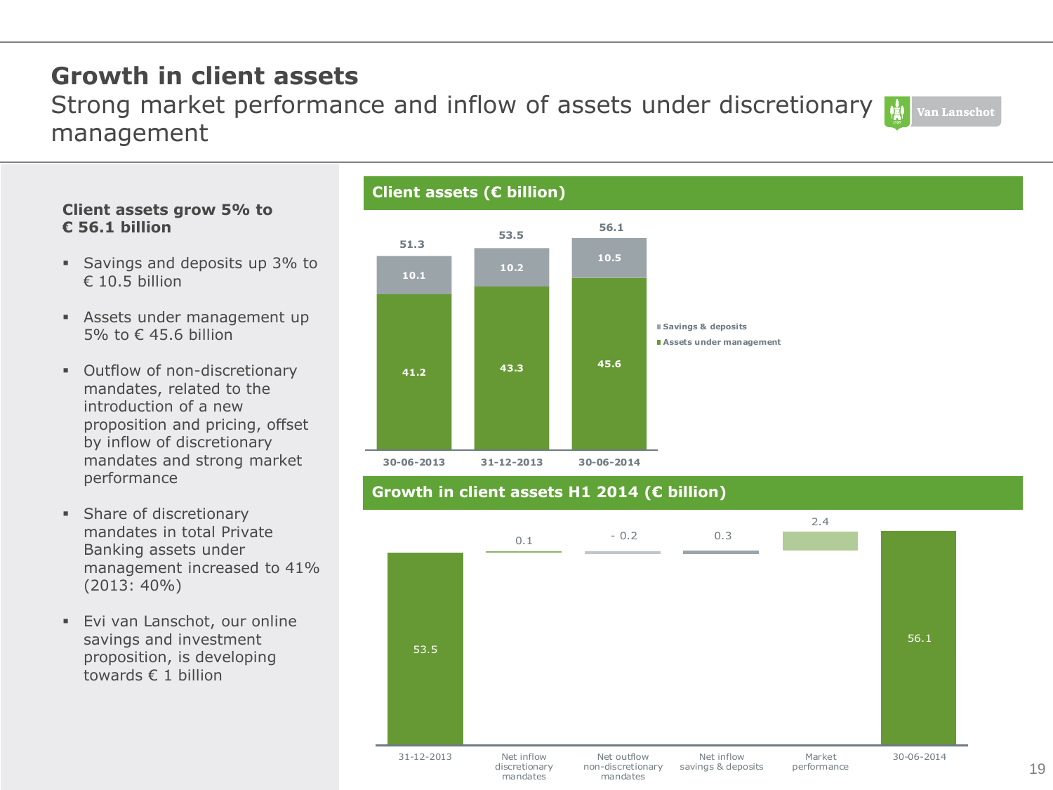# Growth in client assets

## Strong market performance and inflow of assets under discretionary management

**Client assets grow 5% to € 56.1 billion**

- Savings and deposits up 3% to € 10.5 billion
- Assets under management up 5% to € 45.6 billion
- Outflow of non-discretionary mandates, related to the introduction of a new proposition and pricing, offset by inflow of discretionary mandates and strong market performance
- Share of discretionary mandates in total Private Banking assets under management increased to 41% (2013: 40%)
- Evi van Lanschot, our online savings and investment proposition, is developing towards € 1 billion

### Client assets (€ billion)

| | 30-06-2013 | 31-12-2013 | 30-06-2014 |
|---|---|---|---|
| Savings & deposits | 10.1 | 10.2 | 10.5 |
| Assets under management | 41.2 | 43.3 | 45.6 |
| Total | 51.3 | 53.5 | 56.1 |

### Growth in client assets H1 2014 (€ billion)

| 31-12-2013 | Net inflow discretionary mandates | Net outflow non-discretionary mandates | Net inflow savings & deposits | Market performance | 30-06-2014 |
|---|---|---|---|---|---|
| 53.5 | 0.1 | - 0.2 | 0.3 | 2.4 | 56.1 |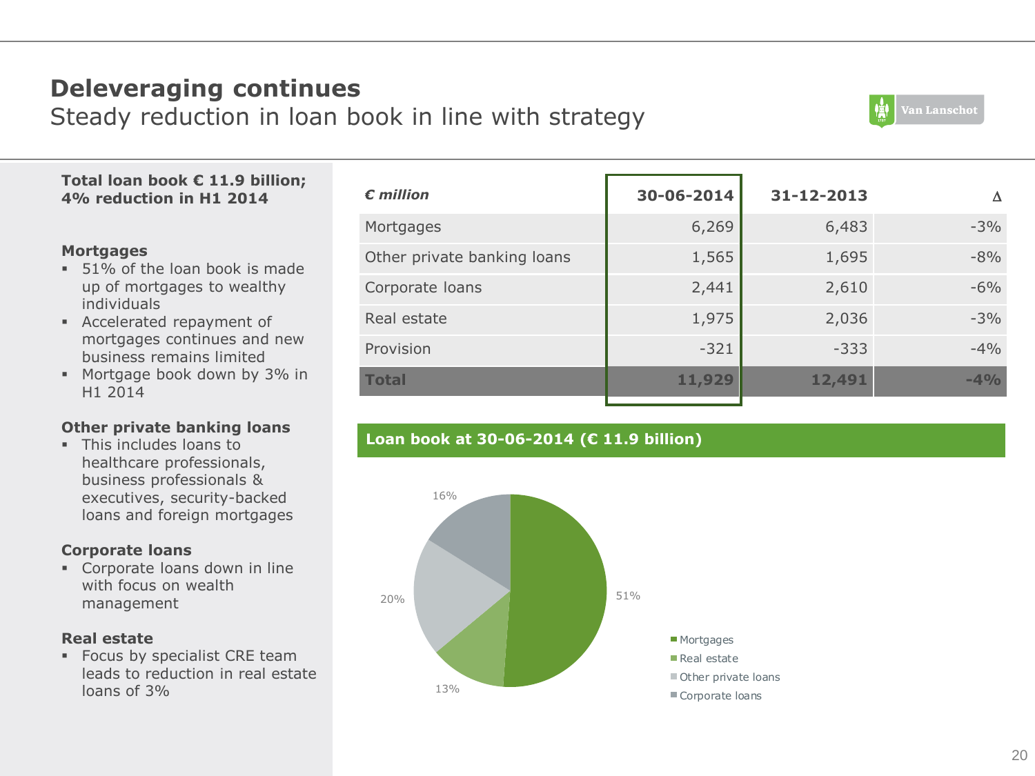# Deleveraging continues

## Steady reduction in loan book in line with strategy

**Total loan book € 11.9 billion; 4% reduction in H1 2014**

**Mortgages**

- 51% of the loan book is made up of mortgages to wealthy individuals
- Accelerated repayment of mortgages continues and new business remains limited
- Mortgage book down by 3% in H1 2014

**Other private banking loans**

- This includes loans to healthcare professionals, business professionals & executives, security-backed loans and foreign mortgages

**Corporate loans**

- Corporate loans down in line with focus on wealth management

**Real estate**

- Focus by specialist CRE team leads to reduction in real estate loans of 3%

| *€ million* | 30-06-2014 | 31-12-2013 | Δ |
|---|---|---|---|
| Mortgages | 6,269 | 6,483 | -3% |
| Other private banking loans | 1,565 | 1,695 | -8% |
| Corporate loans | 2,441 | 2,610 | -6% |
| Real estate | 1,975 | 2,036 | -3% |
| Provision | -321 | -333 | -4% |
| **Total** | **11,929** | **12,491** | **-4%** |

**Loan book at 30-06-2014 (€ 11.9 billion)**

- Mortgages: 51%
- Real estate: 13%
- Other private loans: 20%
- Corporate loans: 16%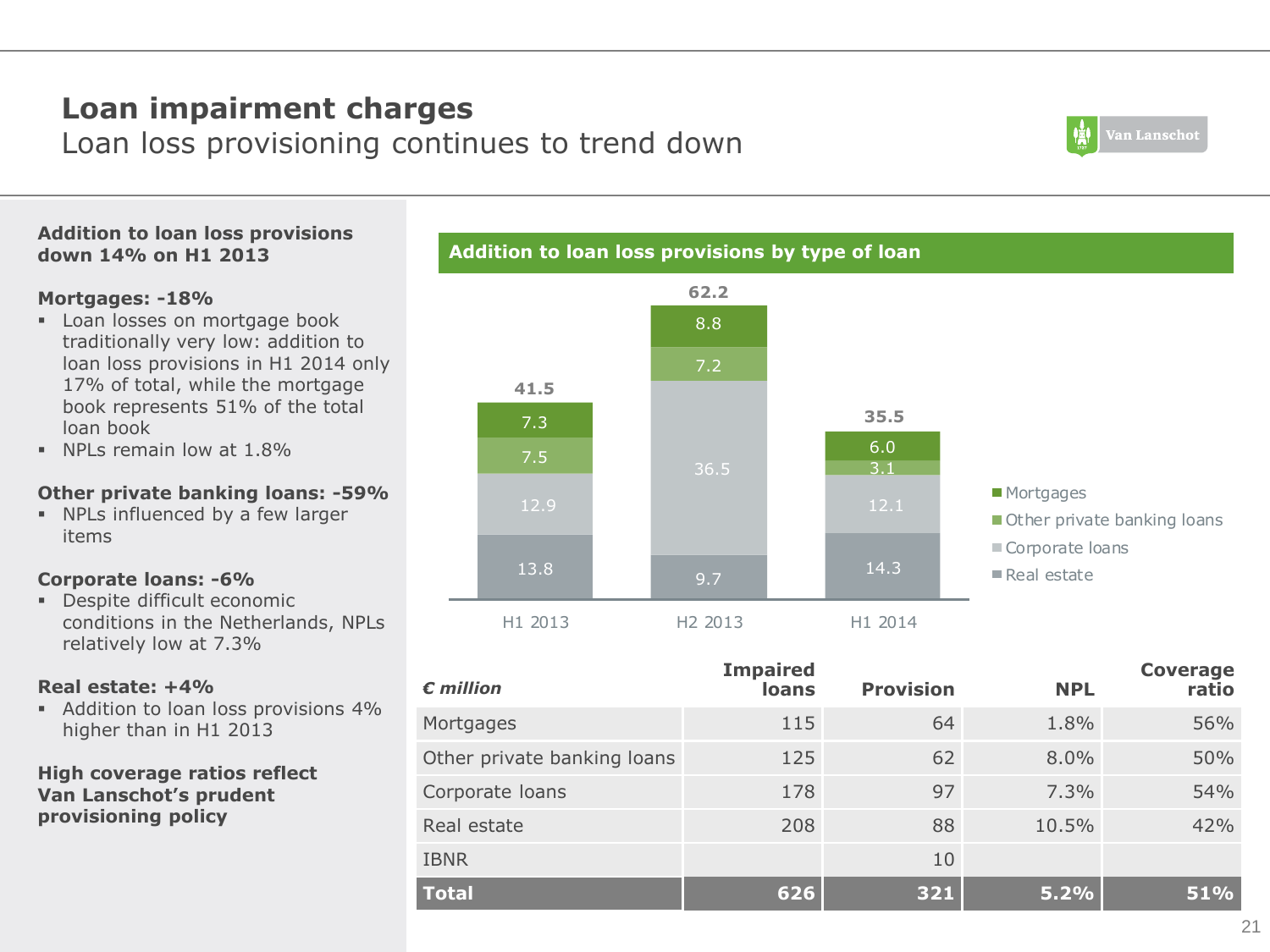# Loan impairment charges

## Loan loss provisioning continues to trend down

**Addition to loan loss provisions down 14% on H1 2013**

**Mortgages: -18%**

- Loan losses on mortgage book traditionally very low: addition to loan loss provisions in H1 2014 only 17% of total, while the mortgage book represents 51% of the total loan book
- NPLs remain low at 1.8%

**Other private banking loans: -59%**

- NPLs influenced by a few larger items

**Corporate loans: -6%**

- Despite difficult economic conditions in the Netherlands, NPLs relatively low at 7.3%

**Real estate: +4%**

- Addition to loan loss provisions 4% higher than in H1 2013

**High coverage ratios reflect Van Lanschot's prudent provisioning policy**

**Addition to loan loss provisions by type of loan**

| | H1 2013 | H2 2013 | H1 2014 |
|---|---|---|---|
| Mortgages | 7.3 | 8.8 | 6.0 |
| Other private banking loans | 7.5 | 7.2 | 3.1 |
| Corporate loans | 12.9 | 36.5 | 12.1 |
| Real estate | 13.8 | 9.7 | 14.3 |
| Total | 41.5 | 62.2 | 35.5 |

| *€ million* | Impaired loans | Provision | NPL | Coverage ratio |
|---|---|---|---|---|
| Mortgages | 115 | 64 | 1.8% | 56% |
| Other private banking loans | 125 | 62 | 8.0% | 50% |
| Corporate loans | 178 | 97 | 7.3% | 54% |
| Real estate | 208 | 88 | 10.5% | 42% |
| IBNR | | 10 | | |
| **Total** | **626** | **321** | **5.2%** | **51%** |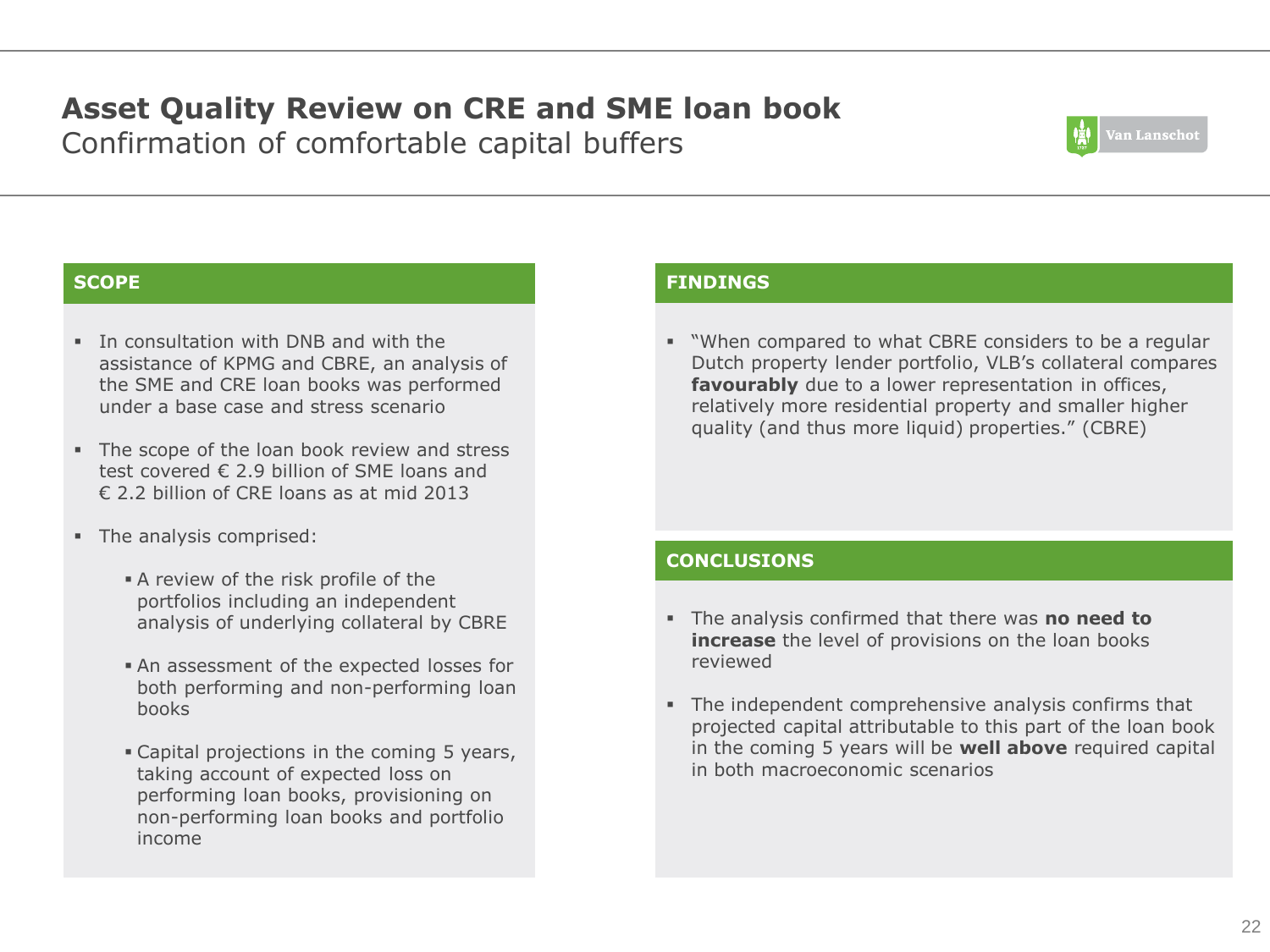# Asset Quality Review on CRE and SME loan book

Confirmation of comfortable capital buffers

## SCOPE

- In consultation with DNB and with the assistance of KPMG and CBRE, an analysis of the SME and CRE loan books was performed under a base case and stress scenario
- The scope of the loan book review and stress test covered € 2.9 billion of SME loans and € 2.2 billion of CRE loans as at mid 2013
- The analysis comprised:
  - A review of the risk profile of the portfolios including an independent analysis of underlying collateral by CBRE
  - An assessment of the expected losses for both performing and non-performing loan books
  - Capital projections in the coming 5 years, taking account of expected loss on performing loan books, provisioning on non-performing loan books and portfolio income

## FINDINGS

- "When compared to what CBRE considers to be a regular Dutch property lender portfolio, VLB's collateral compares **favourably** due to a lower representation in offices, relatively more residential property and smaller higher quality (and thus more liquid) properties." (CBRE)

## CONCLUSIONS

- The analysis confirmed that there was **no need to increase** the level of provisions on the loan books reviewed
- The independent comprehensive analysis confirms that projected capital attributable to this part of the loan book in the coming 5 years will be **well above** required capital in both macroeconomic scenarios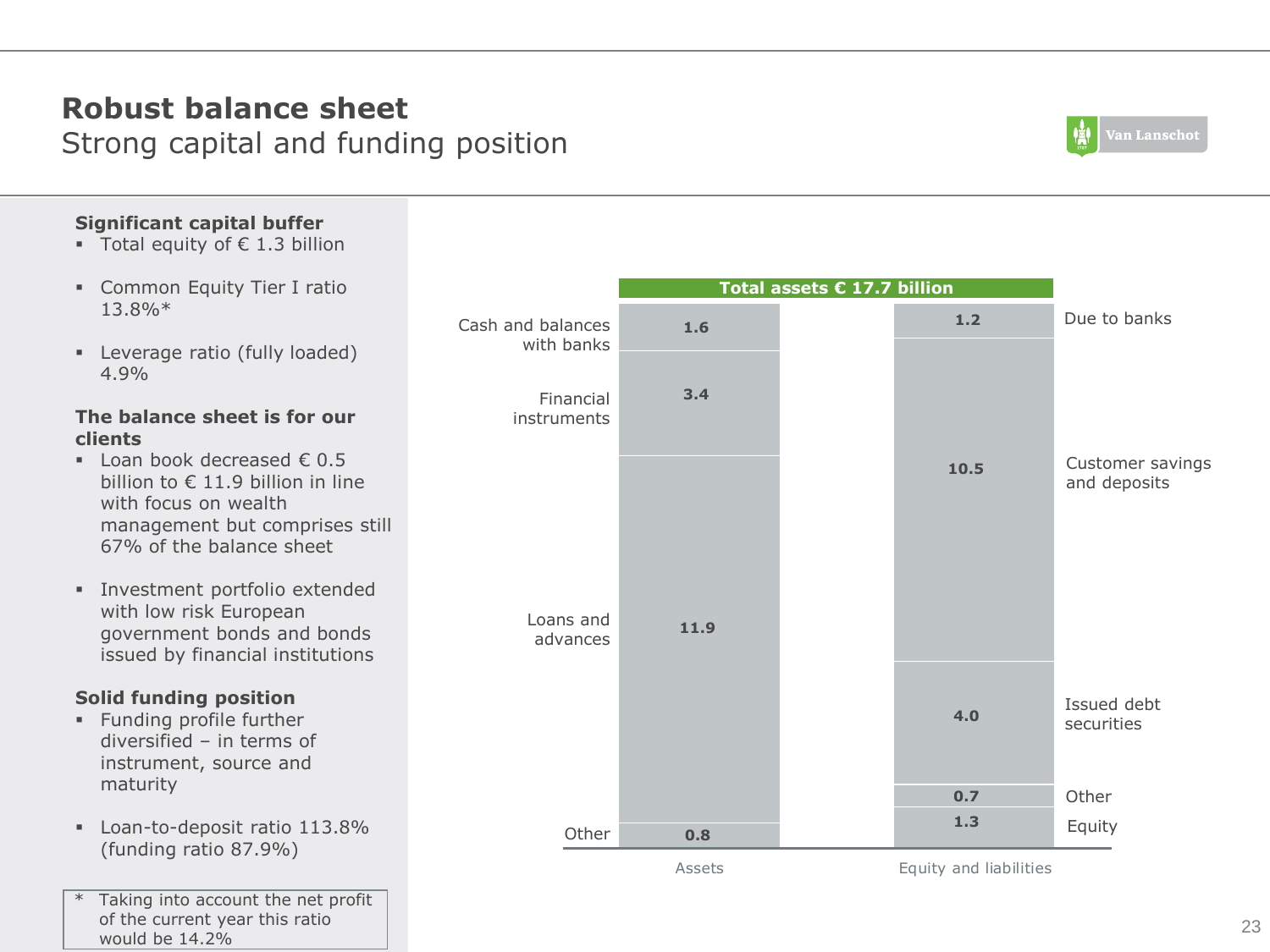# Robust balance sheet

## Strong capital and funding position

**Significant capital buffer**

- Total equity of € 1.3 billion
- Common Equity Tier I ratio 13.8%*
- Leverage ratio (fully loaded) 4.9%

**The balance sheet is for our clients**

- Loan book decreased € 0.5 billion to € 11.9 billion in line with focus on wealth management but comprises still 67% of the balance sheet
- Investment portfolio extended with low risk European government bonds and bonds issued by financial institutions

**Solid funding position**

- Funding profile further diversified – in terms of instrument, source and maturity
- Loan-to-deposit ratio 113.8% (funding ratio 87.9%)

\* Taking into account the net profit of the current year this ratio would be 14.2%

**Total assets € 17.7 billion**

| Assets | € billion | Equity and liabilities | € billion |
|---|---|---|---|
| Cash and balances with banks | 1.6 | Due to banks | 1.2 |
| Financial instruments | 3.4 | Customer savings and deposits | 10.5 |
| Loans and advances | 11.9 | Issued debt securities | 4.0 |
| Other | 0.8 | Other | 0.7 |
| | | Equity | 1.3 |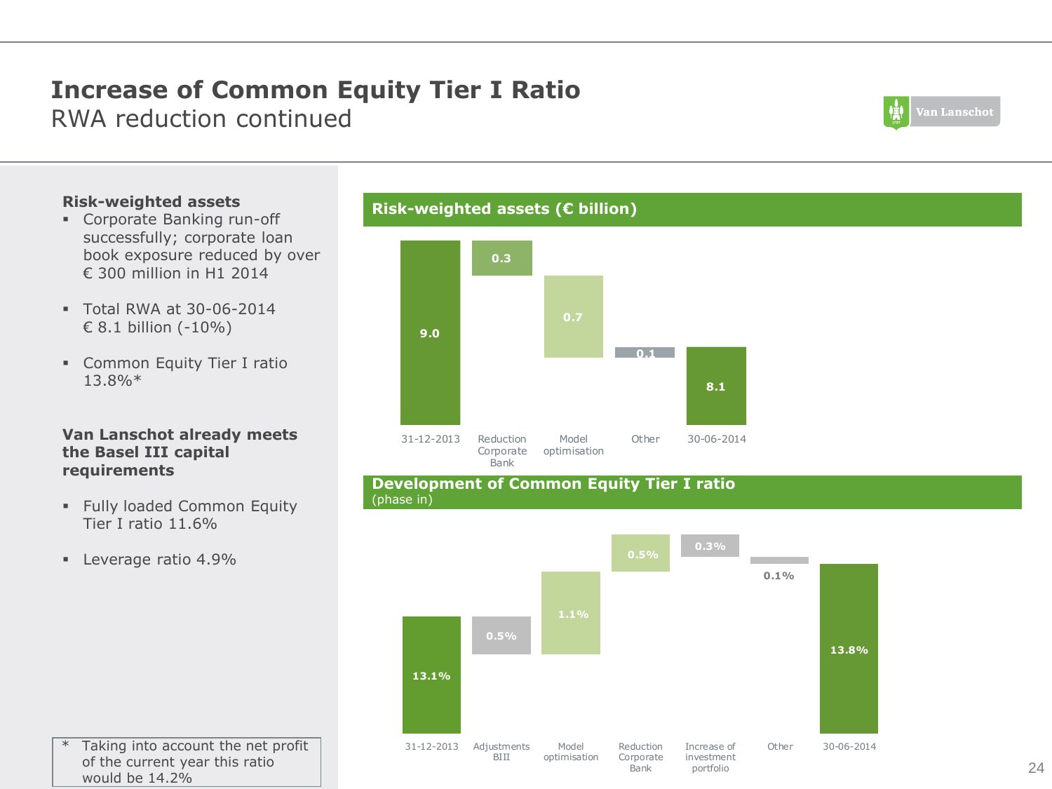# Increase of Common Equity Tier I Ratio

## RWA reduction continued

**Risk-weighted assets**

- Corporate Banking run-off successfully; corporate loan book exposure reduced by over € 300 million in H1 2014
- Total RWA at 30-06-2014 € 8.1 billion (-10%)
- Common Equity Tier I ratio 13.8%*

**Van Lanschot already meets the Basel III capital requirements**

- Fully loaded Common Equity Tier I ratio 11.6%
- Leverage ratio 4.9%

\* Taking into account the net profit of the current year this ratio would be 14.2%

### Risk-weighted assets (€ billion)

| 31-12-2013 | Reduction Corporate Bank | Model optimisation | Other | 30-06-2014 |
|---|---|---|---|---|
| 9.0 | 0.3 | 0.7 | 0.1 | 8.1 |

### Development of Common Equity Tier I ratio
(phase in)

| 31-12-2013 | Adjustments BIII | Model optimisation | Reduction Corporate Bank | Increase of investment portfolio | Other | 30-06-2014 |
|---|---|---|---|---|---|---|
| 13.1% | 0.5% | 1.1% | 0.5% | 0.3% | 0.1% | 13.8% |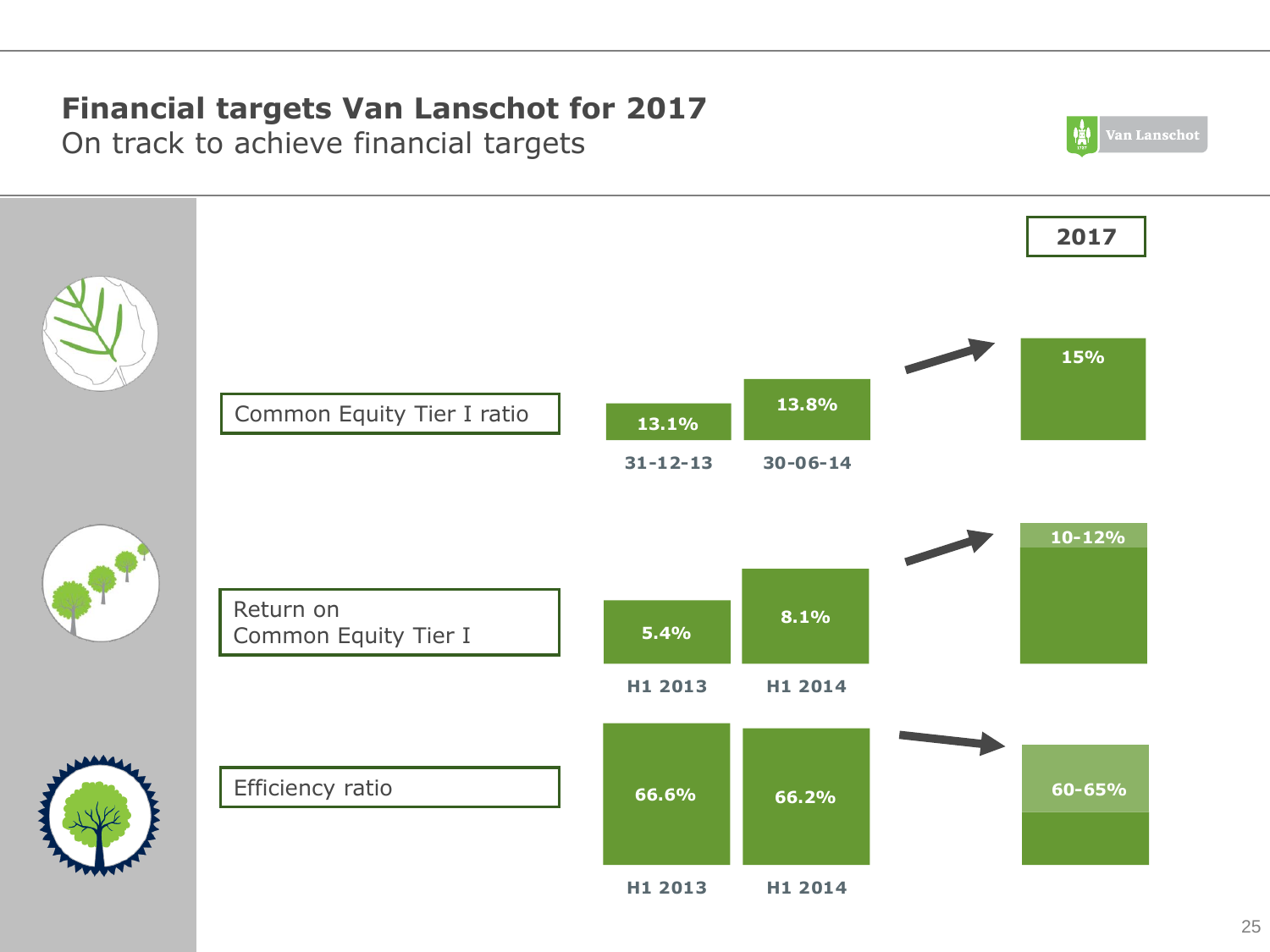# Financial targets Van Lanschot for 2017

## On track to achieve financial targets

| | | | 2017 |
|---|---|---|---|
| Common Equity Tier I ratio | 13.1% (31-12-13) | 13.8% (30-06-14) | 15% |
| Return on Common Equity Tier I | 5.4% (H1 2013) | 8.1% (H1 2014) | 10-12% |
| Efficiency ratio | 66.6% (H1 2013) | 66.2% (H1 2014) | 60-65% |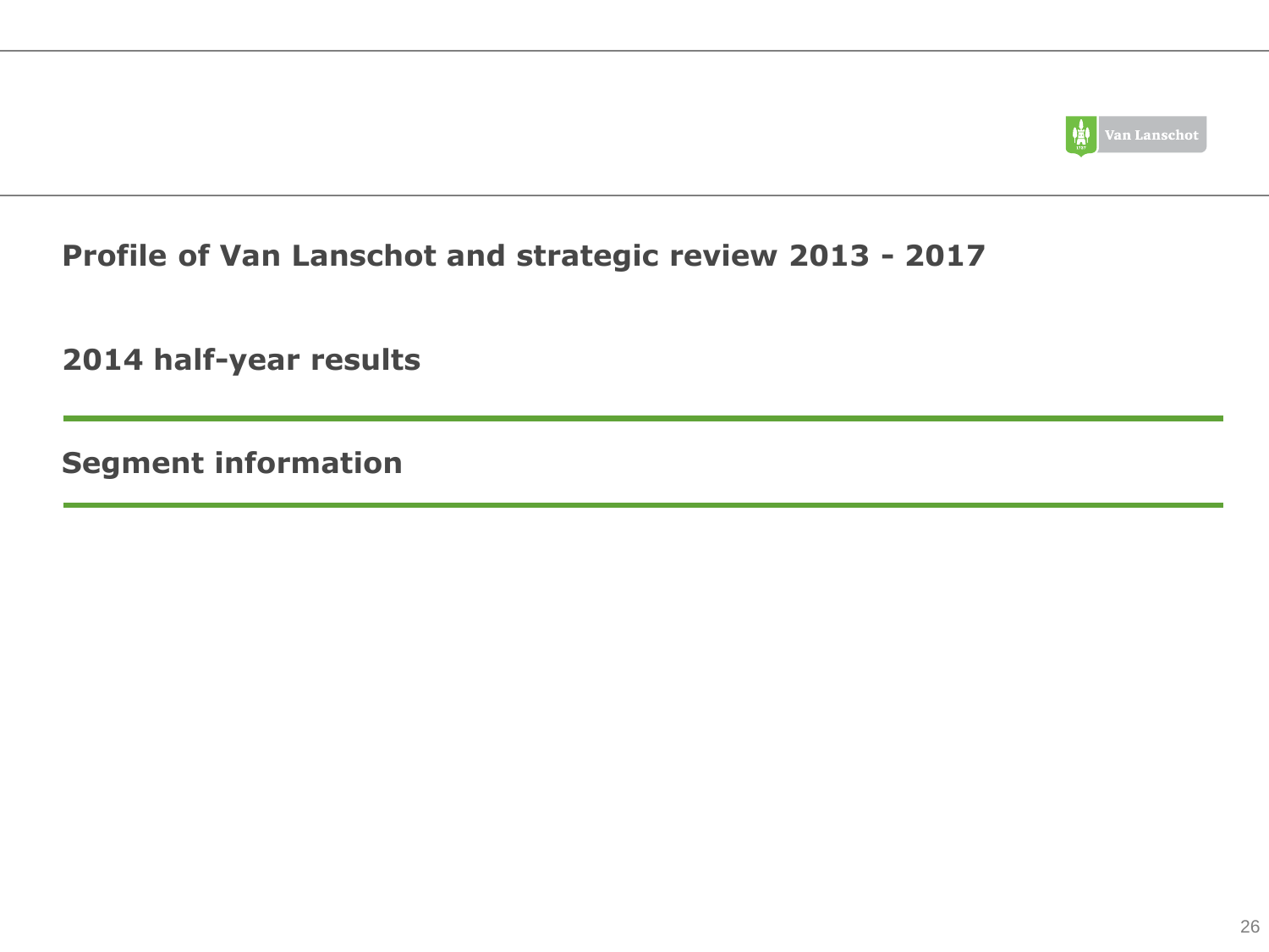**Profile of Van Lanschot and strategic review 2013 - 2017**

**2014 half-year results**

**Segment information**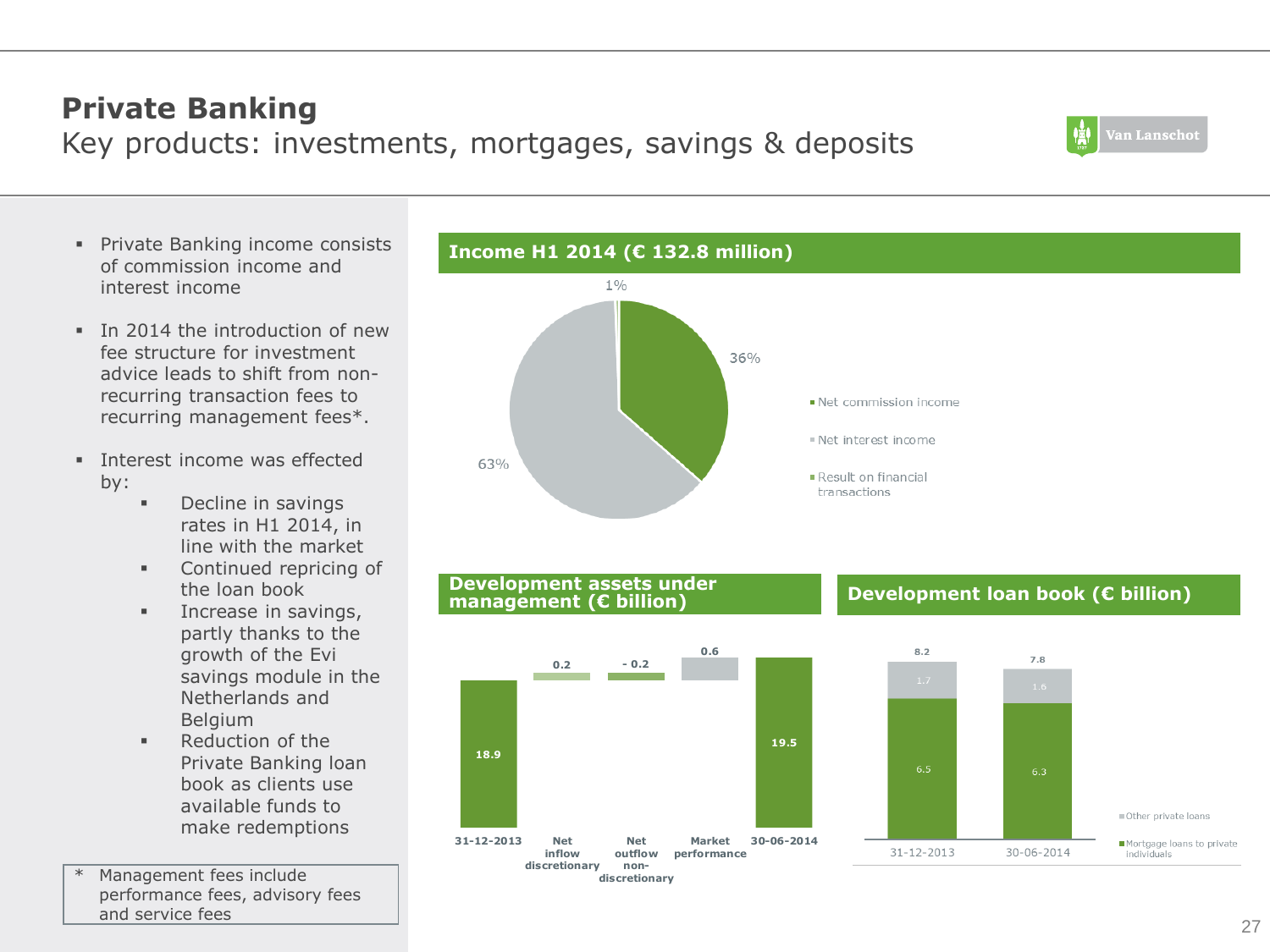# Private Banking

## Key products: investments, mortgages, savings & deposits

- Private Banking income consists of commission income and interest income
- In 2014 the introduction of new fee structure for investment advice leads to shift from non-recurring transaction fees to recurring management fees*.
- Interest income was effected by:
  - Decline in savings rates in H1 2014, in line with the market
  - Continued repricing of the loan book
  - Increase in savings, partly thanks to the growth of the Evi savings module in the Netherlands and Belgium
  - Reduction of the Private Banking loan book as clients use available funds to make redemptions

* Management fees include performance fees, advisory fees and service fees

### Income H1 2014 (€ 132.8 million)

| Component | Share |
| --- | --- |
| Net commission income | 36% |
| Net interest income | 63% |
| Result on financial transactions | 1% |

### Development assets under management (€ billion)

| 31-12-2013 | Net inflow discretionary | Net outflow non-discretionary | Market performance | 30-06-2014 |
| --- | --- | --- | --- | --- |
| 18.9 | 0.2 | - 0.2 | 0.6 | 19.5 |

### Development loan book (€ billion)

| | 31-12-2013 | 30-06-2014 |
| --- | --- | --- |
| Other private loans | 1.7 | 1.6 |
| Mortgage loans to private individuals | 6.5 | 6.3 |
| Total | 8.2 | 7.8 |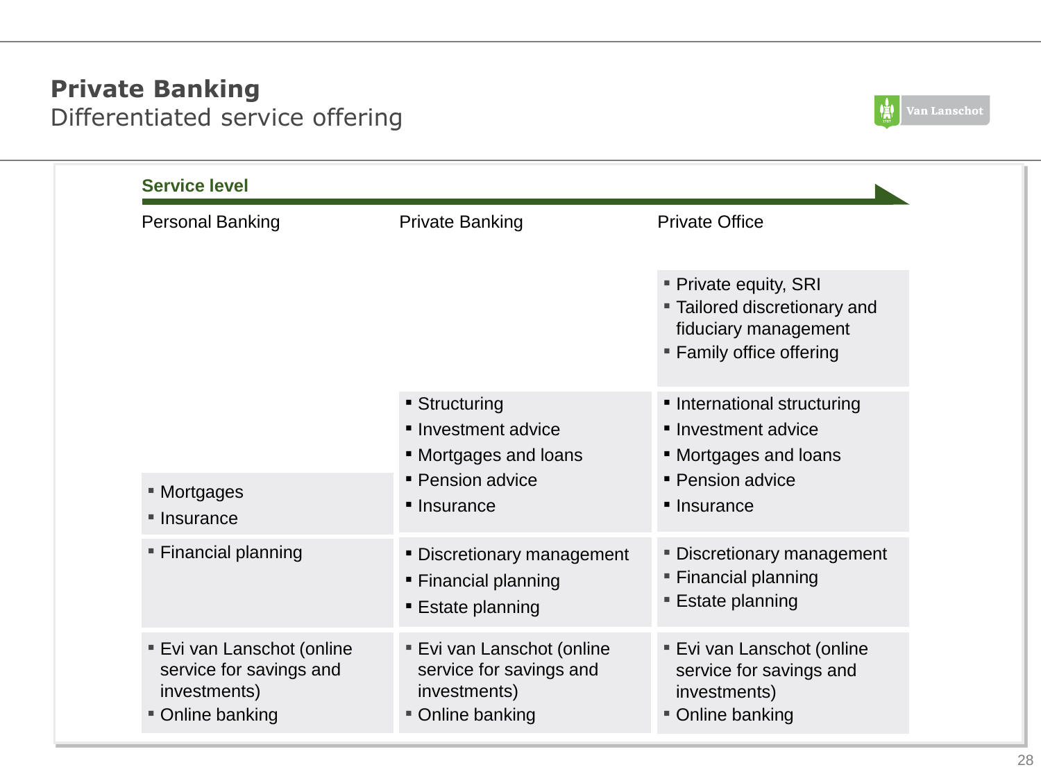# Private Banking

## Differentiated service offering

**Service level** →

| Personal Banking | Private Banking | Private Office |
|---|---|---|
| | | ▪ Private equity, SRI<br>▪ Tailored discretionary and fiduciary management<br>▪ Family office offering |
| ▪ Mortgages<br>▪ Insurance | ▪ Structuring<br>▪ Investment advice<br>▪ Mortgages and loans<br>▪ Pension advice<br>▪ Insurance | ▪ International structuring<br>▪ Investment advice<br>▪ Mortgages and loans<br>▪ Pension advice<br>▪ Insurance |
| ▪ Financial planning | ▪ Discretionary management<br>▪ Financial planning<br>▪ Estate planning | ▪ Discretionary management<br>▪ Financial planning<br>▪ Estate planning |
| ▪ Evi van Lanschot (online service for savings and investments)<br>▪ Online banking | ▪ Evi van Lanschot (online service for savings and investments)<br>▪ Online banking | ▪ Evi van Lanschot (online service for savings and investments)<br>▪ Online banking |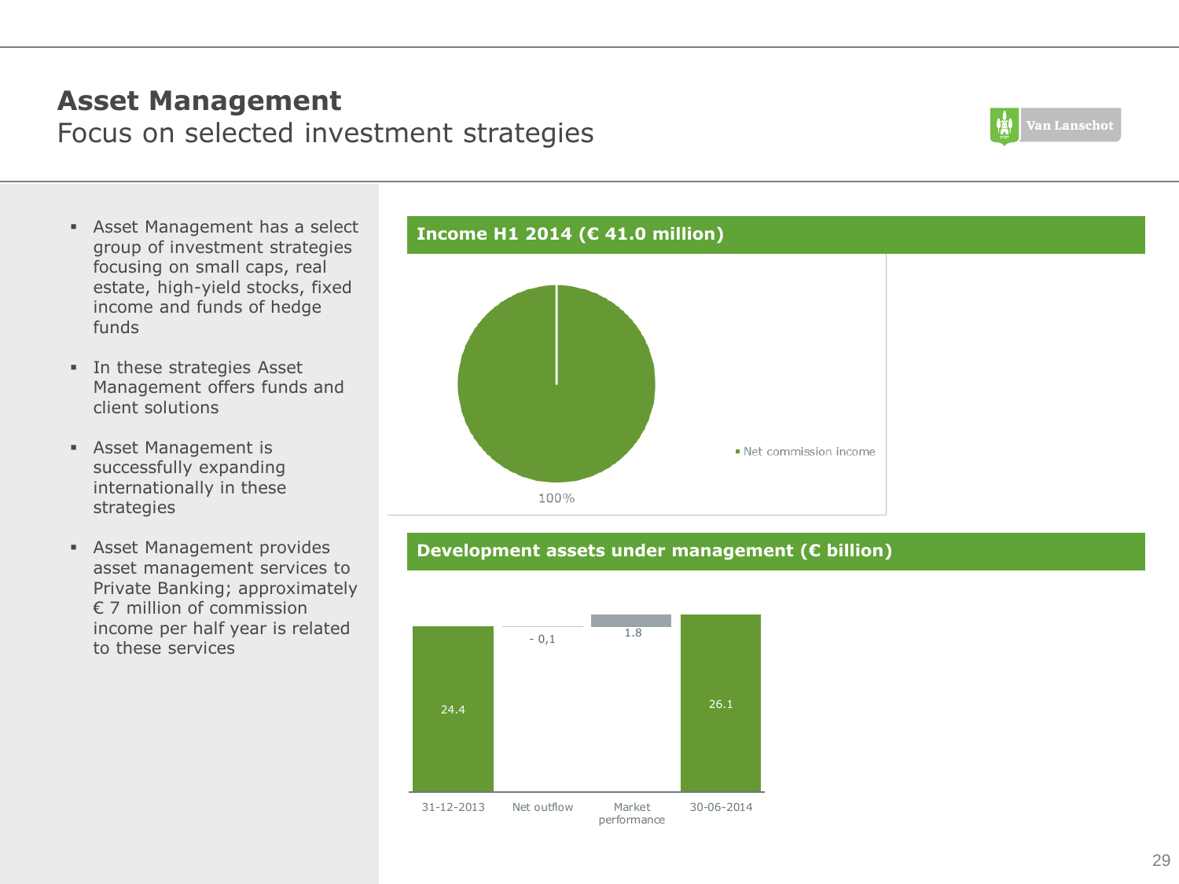# Asset Management

## Focus on selected investment strategies

- Asset Management has a select group of investment strategies focusing on small caps, real estate, high-yield stocks, fixed income and funds of hedge funds
- In these strategies Asset Management offers funds and client solutions
- Asset Management is successfully expanding internationally in these strategies
- Asset Management provides asset management services to Private Banking; approximately € 7 million of commission income per half year is related to these services

### Income H1 2014 (€ 41.0 million)

| Category | Share |
|---|---|
| Net commission income | 100% |

### Development assets under management (€ billion)

| 31-12-2013 | Net outflow | Market performance | 30-06-2014 |
|---|---|---|---|
| 24.4 | - 0,1 | 1.8 | 26.1 |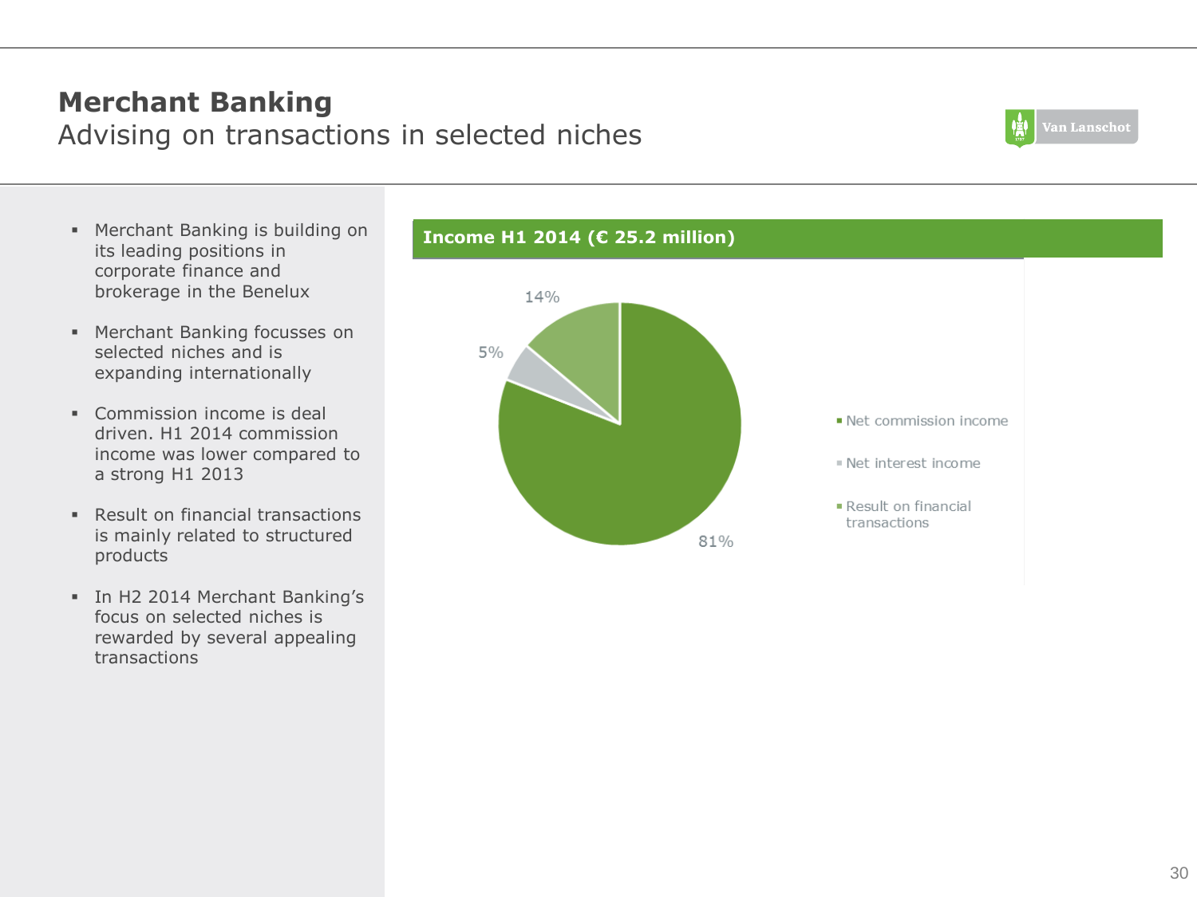# Merchant Banking
## Advising on transactions in selected niches

- Merchant Banking is building on its leading positions in corporate finance and brokerage in the Benelux
- Merchant Banking focusses on selected niches and is expanding internationally
- Commission income is deal driven. H1 2014 commission income was lower compared to a strong H1 2013
- Result on financial transactions is mainly related to structured products
- In H2 2014 Merchant Banking's focus on selected niches is rewarded by several appealing transactions

**Income H1 2014 (€ 25.2 million)**

| Income component | Share |
|---|---|
| Net commission income | 81% |
| Net interest income | 5% |
| Result on financial transactions | 14% |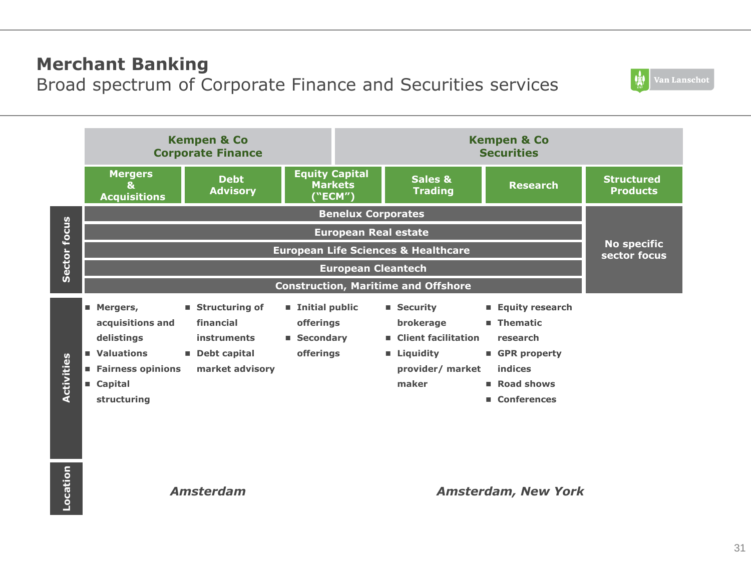# Merchant Banking

Broad spectrum of Corporate Finance and Securities services

| | Kempen & Co Corporate Finance | | Kempen & Co Securities | | | |
|---|---|---|---|---|---|---|
| | Mergers & Acquisitions | Debt Advisory | Equity Capital Markets (“ECM”) | Sales & Trading | Research | Structured Products |
| **Sector focus** | Benelux Corporates; European Real estate; European Life Sciences & Healthcare; European Cleantech; Construction, Maritime and Offshore | | | | | No specific sector focus |
| **Activities** | ■ Mergers, acquisitions and delistings<br>■ Valuations<br>■ Fairness opinions<br>■ Capital structuring | ■ Structuring of financial instruments<br>■ Debt capital market advisory | ■ Initial public offerings<br>■ Secondary offerings | ■ Security brokerage<br>■ Client facilitation<br>■ Liquidity provider/ market maker | ■ Equity research<br>■ Thematic research<br>■ GPR property indices<br>■ Road shows<br>■ Conferences | |
| **Location** | *Amsterdam* | | *Amsterdam, New York* | | | |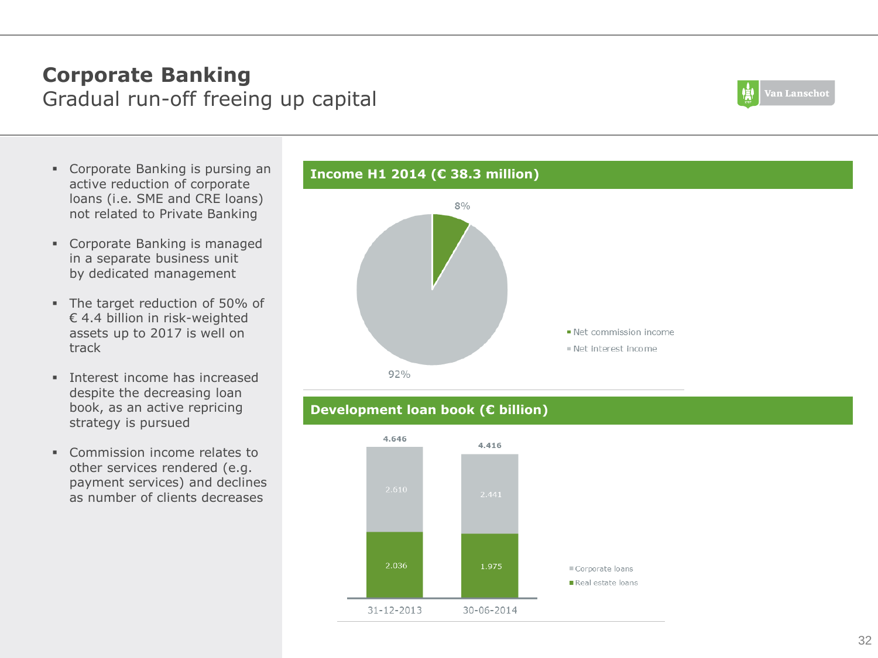# Corporate Banking

Gradual run-off freeing up capital

- Corporate Banking is pursing an active reduction of corporate loans (i.e. SME and CRE loans) not related to Private Banking
- Corporate Banking is managed in a separate business unit by dedicated management
- The target reduction of 50% of € 4.4 billion in risk-weighted assets up to 2017 is well on track
- Interest income has increased despite the decreasing loan book, as an active repricing strategy is pursued
- Commission income relates to other services rendered (e.g. payment services) and declines as number of clients decreases

## Income H1 2014 (€ 38.3 million)

| Component | Share |
|---|---|
| Net commission income | 8% |
| Net interest income | 92% |

## Development loan book (€ billion)

| | 31-12-2013 | 30-06-2014 |
|---|---|---|
| Corporate loans | 2.610 | 2.441 |
| Real estate loans | 2.036 | 1.975 |
| Total | 4.646 | 4.416 |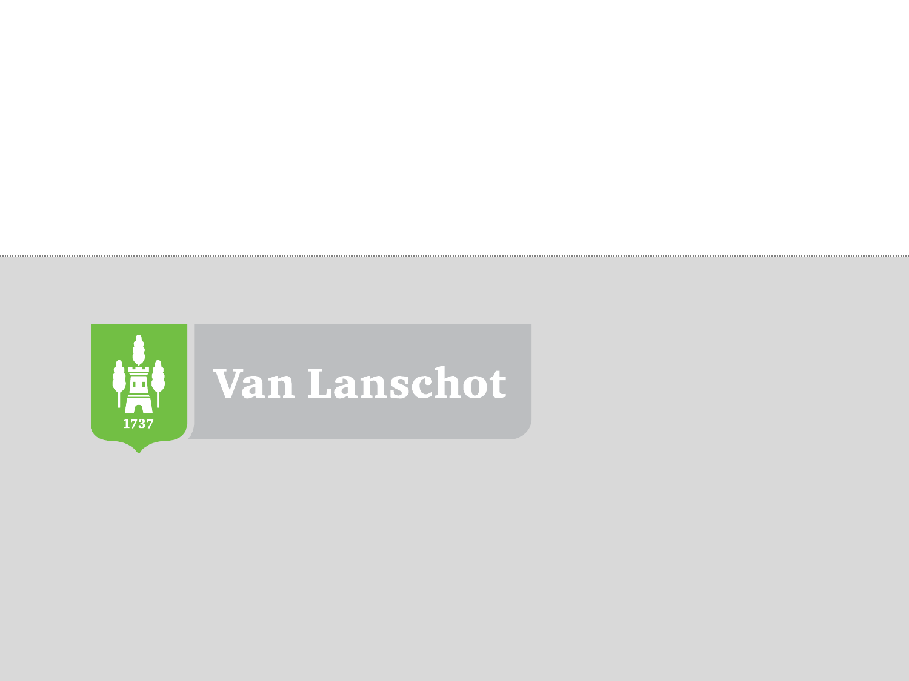1737

Van Lanschot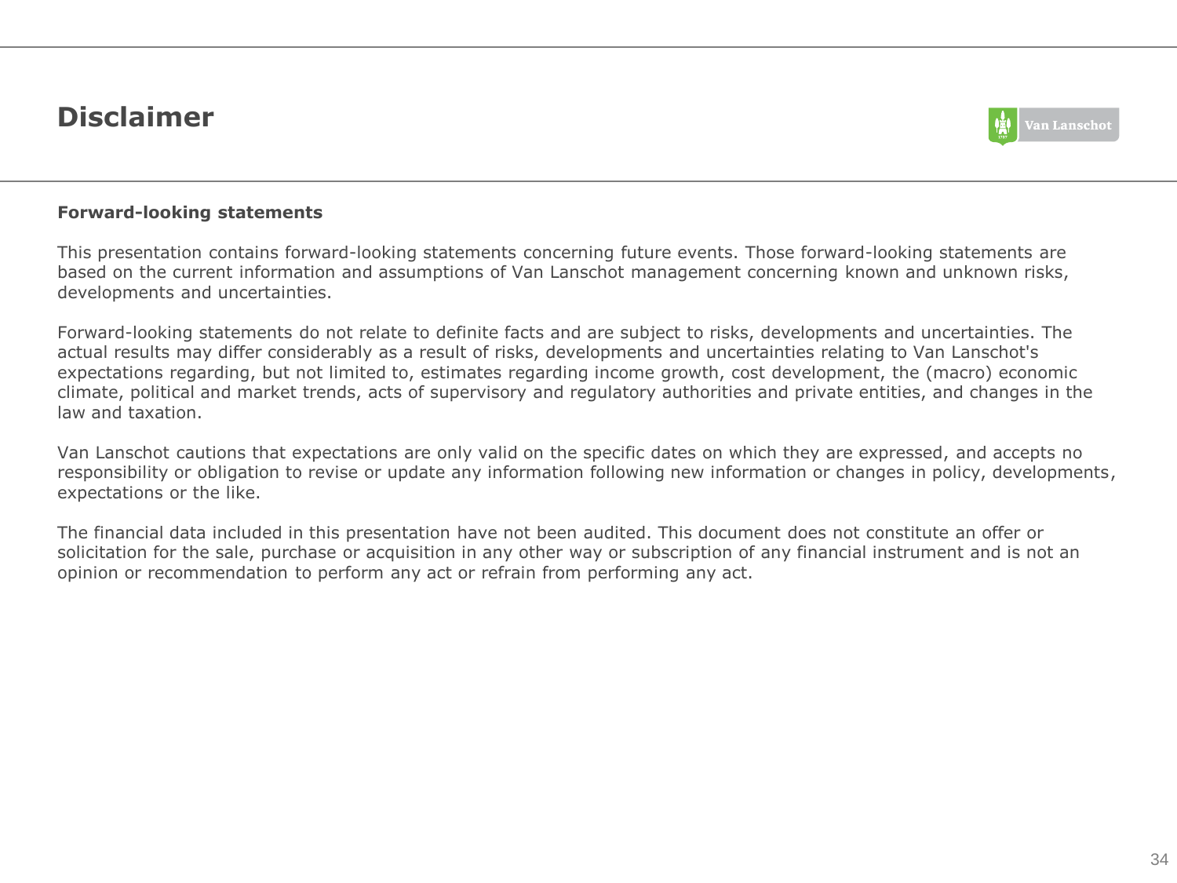# Disclaimer

**Forward-looking statements**

This presentation contains forward-looking statements concerning future events. Those forward-looking statements are based on the current information and assumptions of Van Lanschot management concerning known and unknown risks, developments and uncertainties.

Forward-looking statements do not relate to definite facts and are subject to risks, developments and uncertainties. The actual results may differ considerably as a result of risks, developments and uncertainties relating to Van Lanschot's expectations regarding, but not limited to, estimates regarding income growth, cost development, the (macro) economic climate, political and market trends, acts of supervisory and regulatory authorities and private entities, and changes in the law and taxation.

Van Lanschot cautions that expectations are only valid on the specific dates on which they are expressed, and accepts no responsibility or obligation to revise or update any information following new information or changes in policy, developments, expectations or the like.

The financial data included in this presentation have not been audited. This document does not constitute an offer or solicitation for the sale, purchase or acquisition in any other way or subscription of any financial instrument and is not an opinion or recommendation to perform any act or refrain from performing any act.